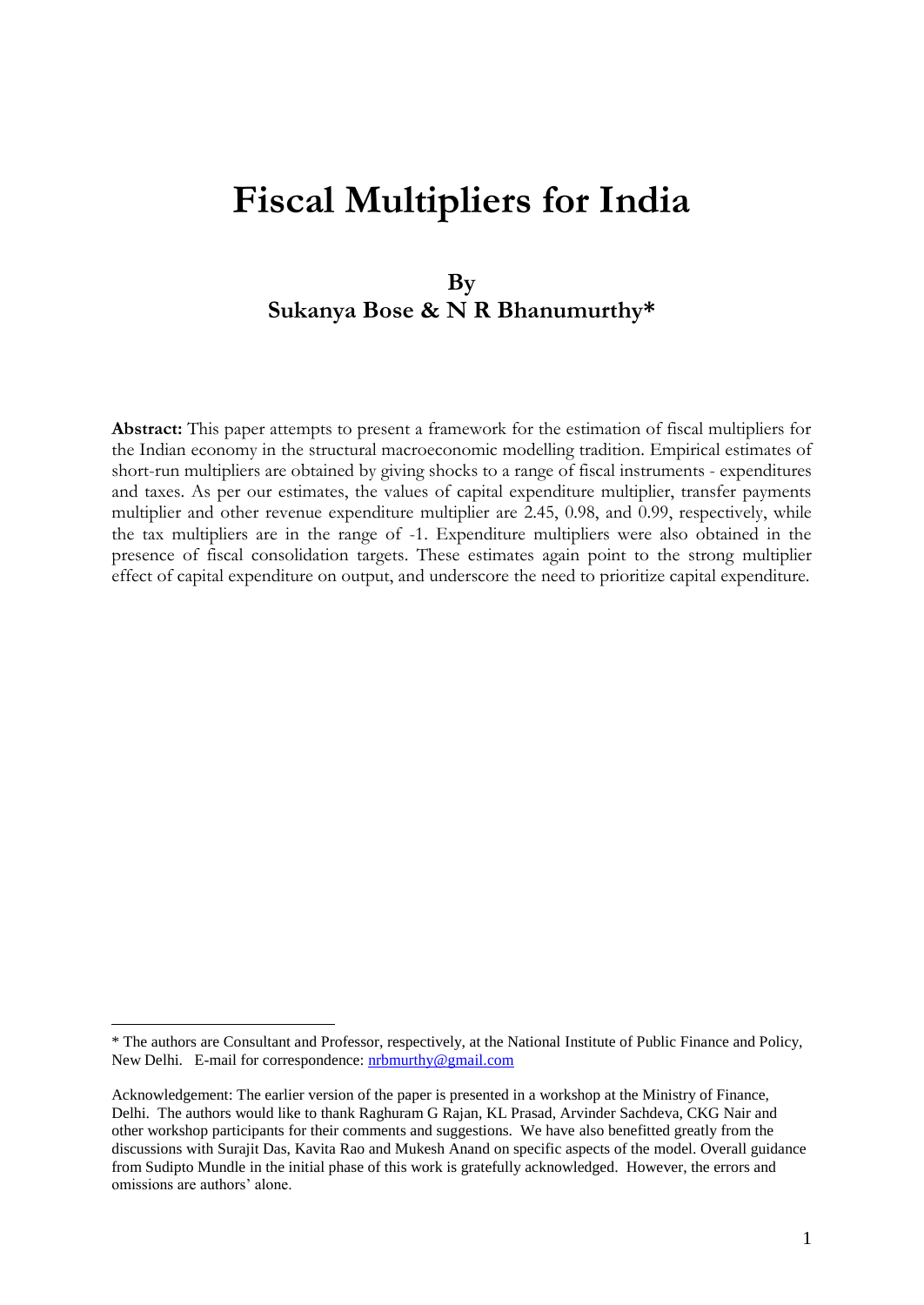# Fiscal Multipliers for India

**By**
**Sukanya Bose & N R Bhanumurthy***

**Abstract:** This paper attempts to present a framework for the estimation of fiscal multipliers for the Indian economy in the structural macroeconomic modelling tradition. Empirical estimates of short-run multipliers are obtained by giving shocks to a range of fiscal instruments - expenditures and taxes. As per our estimates, the values of capital expenditure multiplier, transfer payments multiplier and other revenue expenditure multiplier are 2.45, 0.98, and 0.99, respectively, while the tax multipliers are in the range of -1. Expenditure multipliers were also obtained in the presence of fiscal consolidation targets. These estimates again point to the strong multiplier effect of capital expenditure on output, and underscore the need to prioritize capital expenditure.

---

* The authors are Consultant and Professor, respectively, at the National Institute of Public Finance and Policy, New Delhi. E-mail for correspondence: nrbmurthy@gmail.com

Acknowledgement: The earlier version of the paper is presented in a workshop at the Ministry of Finance, Delhi. The authors would like to thank Raghuram G Rajan, KL Prasad, Arvinder Sachdeva, CKG Nair and other workshop participants for their comments and suggestions. We have also benefitted greatly from the discussions with Surajit Das, Kavita Rao and Mukesh Anand on specific aspects of the model. Overall guidance from Sudipto Mundle in the initial phase of this work is gratefully acknowledged. However, the errors and omissions are authors' alone.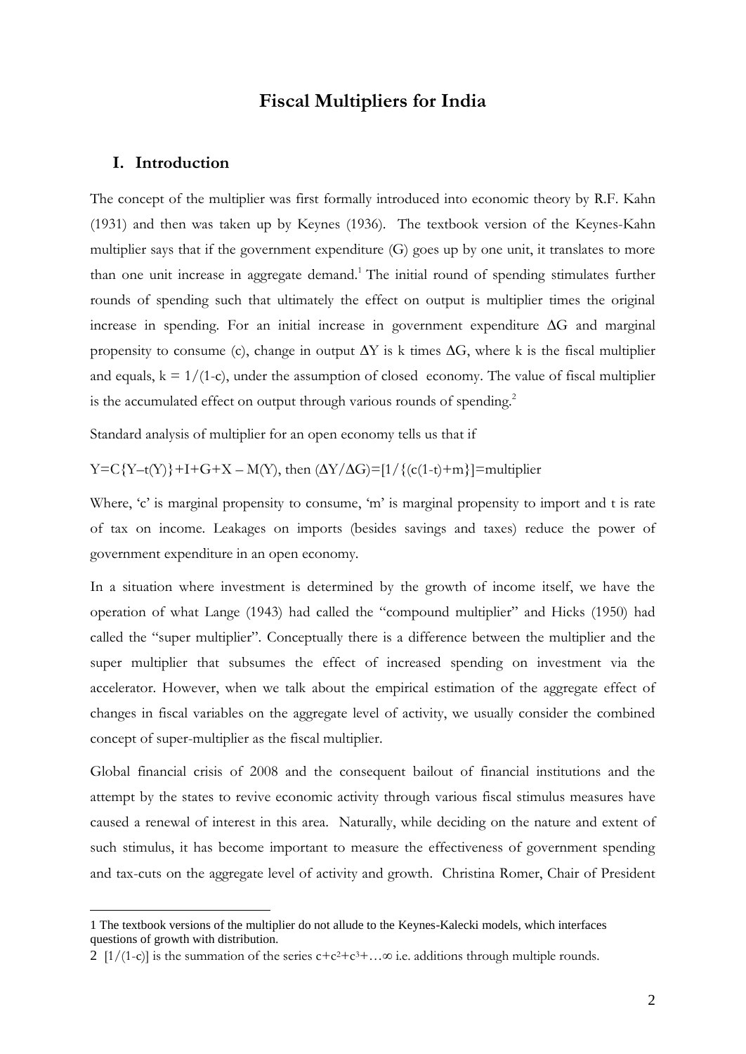# Fiscal Multipliers for India

## I. Introduction

The concept of the multiplier was first formally introduced into economic theory by R.F. Kahn (1931) and then was taken up by Keynes (1936). The textbook version of the Keynes-Kahn multiplier says that if the government expenditure (G) goes up by one unit, it translates to more than one unit increase in aggregate demand.[1] The initial round of spending stimulates further rounds of spending such that ultimately the effect on output is multiplier times the original increase in spending. For an initial increase in government expenditure $\Delta G$ and marginal propensity to consume (c), change in output $\Delta Y$ is k times $\Delta G$, where k is the fiscal multiplier and equals, $k = 1/(1-c)$, under the assumption of closed economy. The value of fiscal multiplier is the accumulated effect on output through various rounds of spending.[2]

Standard analysis of multiplier for an open economy tells us that if

$Y=C\{Y-t(Y)\}+I+G+X-M(Y)$, then $(\Delta Y/\Delta G)=[1/\{(c(1-t)+m\}]$=multiplier

Where, 'c' is marginal propensity to consume, 'm' is marginal propensity to import and t is rate of tax on income. Leakages on imports (besides savings and taxes) reduce the power of government expenditure in an open economy.

In a situation where investment is determined by the growth of income itself, we have the operation of what Lange (1943) had called the "compound multiplier" and Hicks (1950) had called the "super multiplier". Conceptually there is a difference between the multiplier and the super multiplier that subsumes the effect of increased spending on investment via the accelerator. However, when we talk about the empirical estimation of the aggregate effect of changes in fiscal variables on the aggregate level of activity, we usually consider the combined concept of super-multiplier as the fiscal multiplier.

Global financial crisis of 2008 and the consequent bailout of financial institutions and the attempt by the states to revive economic activity through various fiscal stimulus measures have caused a renewal of interest in this area. Naturally, while deciding on the nature and extent of such stimulus, it has become important to measure the effectiveness of government spending and tax-cuts on the aggregate level of activity and growth. Christina Romer, Chair of President

---

1 The textbook versions of the multiplier do not allude to the Keynes-Kalecki models, which interfaces questions of growth with distribution.

2 $[1/(1-c)]$ is the summation of the series $c+c^2+c^3+\ldots\infty$ i.e. additions through multiple rounds.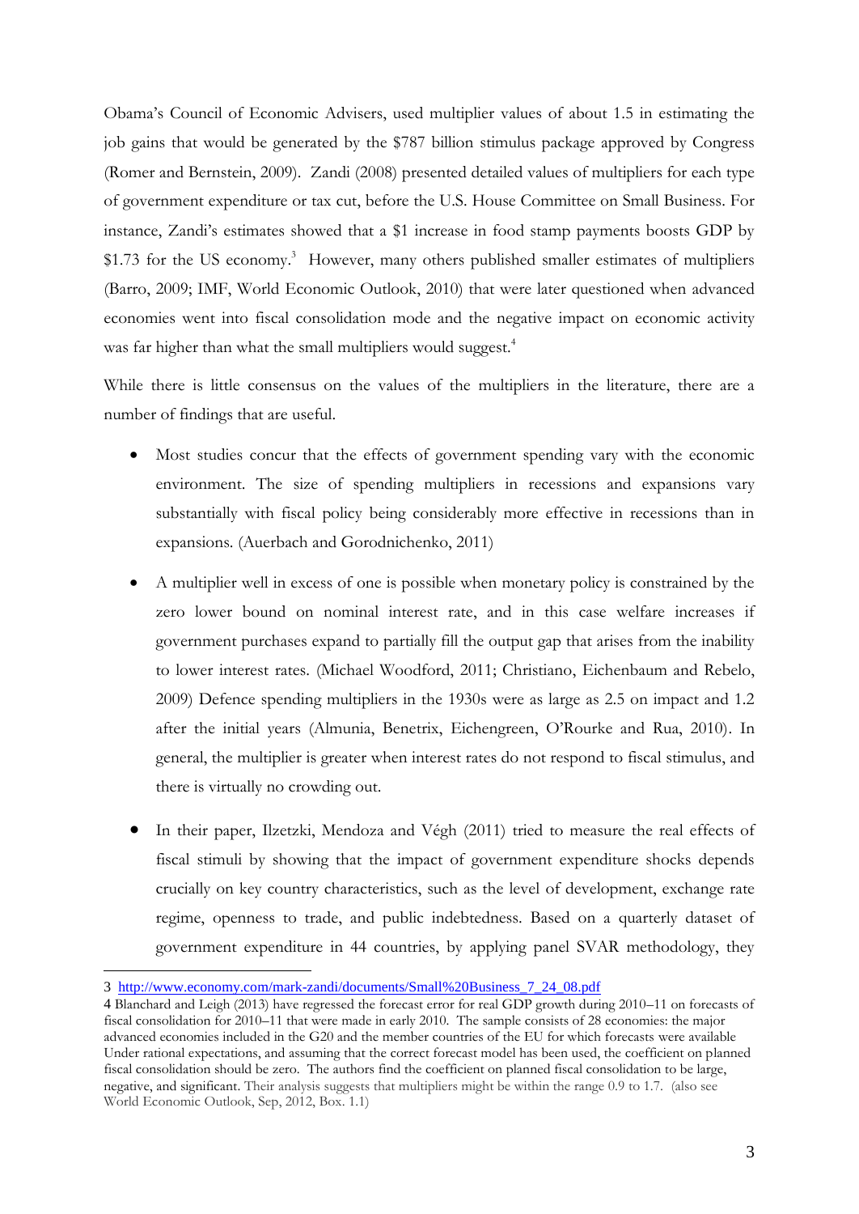Obama's Council of Economic Advisers, used multiplier values of about 1.5 in estimating the job gains that would be generated by the $787 billion stimulus package approved by Congress (Romer and Bernstein, 2009). Zandi (2008) presented detailed values of multipliers for each type of government expenditure or tax cut, before the U.S. House Committee on Small Business. For instance, Zandi's estimates showed that a $1 increase in food stamp payments boosts GDP by $1.73 for the US economy.[3] However, many others published smaller estimates of multipliers (Barro, 2009; IMF, World Economic Outlook, 2010) that were later questioned when advanced economies went into fiscal consolidation mode and the negative impact on economic activity was far higher than what the small multipliers would suggest.[4]

While there is little consensus on the values of the multipliers in the literature, there are a number of findings that are useful.

- Most studies concur that the effects of government spending vary with the economic environment. The size of spending multipliers in recessions and expansions vary substantially with fiscal policy being considerably more effective in recessions than in expansions. (Auerbach and Gorodnichenko, 2011)

- A multiplier well in excess of one is possible when monetary policy is constrained by the zero lower bound on nominal interest rate, and in this case welfare increases if government purchases expand to partially fill the output gap that arises from the inability to lower interest rates. (Michael Woodford, 2011; Christiano, Eichenbaum and Rebelo, 2009) Defence spending multipliers in the 1930s were as large as 2.5 on impact and 1.2 after the initial years (Almunia, Benetrix, Eichengreen, O'Rourke and Rua, 2010). In general, the multiplier is greater when interest rates do not respond to fiscal stimulus, and there is virtually no crowding out.

- In their paper, Ilzetzki, Mendoza and Végh (2011) tried to measure the real effects of fiscal stimuli by showing that the impact of government expenditure shocks depends crucially on key country characteristics, such as the level of development, exchange rate regime, openness to trade, and public indebtedness. Based on a quarterly dataset of government expenditure in 44 countries, by applying panel SVAR methodology, they

---

3 http://www.economy.com/mark-zandi/documents/Small%20Business_7_24_08.pdf

4 Blanchard and Leigh (2013) have regressed the forecast error for real GDP growth during 2010–11 on forecasts of fiscal consolidation for 2010–11 that were made in early 2010. The sample consists of 28 economies: the major advanced economies included in the G20 and the member countries of the EU for which forecasts were available Under rational expectations, and assuming that the correct forecast model has been used, the coefficient on planned fiscal consolidation should be zero. The authors find the coefficient on planned fiscal consolidation to be large, negative, and significant. Their analysis suggests that multipliers might be within the range 0.9 to 1.7. (also see World Economic Outlook, Sep, 2012, Box. 1.1)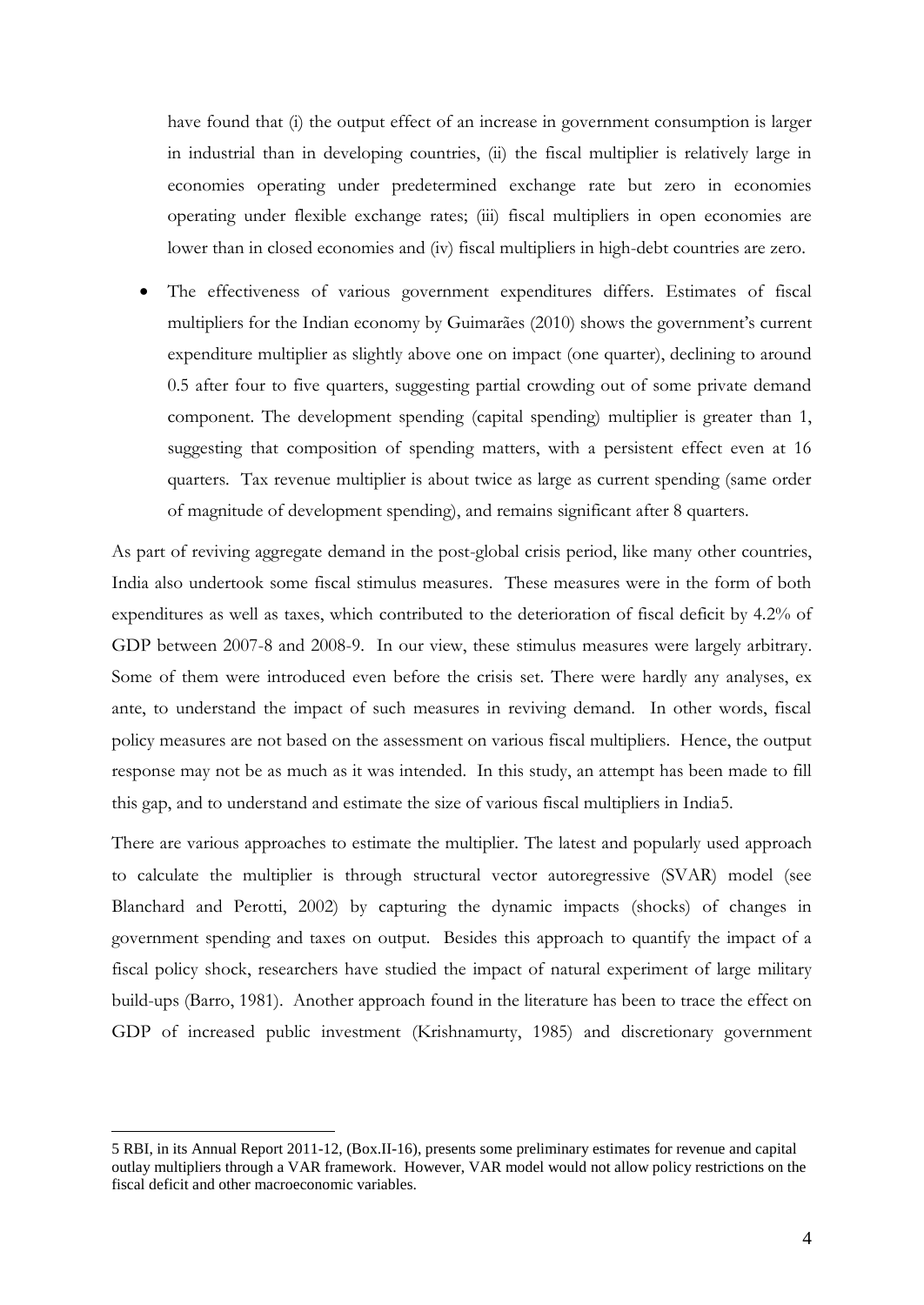have found that (i) the output effect of an increase in government consumption is larger in industrial than in developing countries, (ii) the fiscal multiplier is relatively large in economies operating under predetermined exchange rate but zero in economies operating under flexible exchange rates; (iii) fiscal multipliers in open economies are lower than in closed economies and (iv) fiscal multipliers in high-debt countries are zero.

- The effectiveness of various government expenditures differs. Estimates of fiscal multipliers for the Indian economy by Guimarães (2010) shows the government's current expenditure multiplier as slightly above one on impact (one quarter), declining to around 0.5 after four to five quarters, suggesting partial crowding out of some private demand component. The development spending (capital spending) multiplier is greater than 1, suggesting that composition of spending matters, with a persistent effect even at 16 quarters. Tax revenue multiplier is about twice as large as current spending (same order of magnitude of development spending), and remains significant after 8 quarters.

As part of reviving aggregate demand in the post-global crisis period, like many other countries, India also undertook some fiscal stimulus measures. These measures were in the form of both expenditures as well as taxes, which contributed to the deterioration of fiscal deficit by 4.2% of GDP between 2007-8 and 2008-9. In our view, these stimulus measures were largely arbitrary. Some of them were introduced even before the crisis set. There were hardly any analyses, ex ante, to understand the impact of such measures in reviving demand. In other words, fiscal policy measures are not based on the assessment on various fiscal multipliers. Hence, the output response may not be as much as it was intended. In this study, an attempt has been made to fill this gap, and to understand and estimate the size of various fiscal multipliers in India[5].

There are various approaches to estimate the multiplier. The latest and popularly used approach to calculate the multiplier is through structural vector autoregressive (SVAR) model (see Blanchard and Perotti, 2002) by capturing the dynamic impacts (shocks) of changes in government spending and taxes on output. Besides this approach to quantify the impact of a fiscal policy shock, researchers have studied the impact of natural experiment of large military build-ups (Barro, 1981). Another approach found in the literature has been to trace the effect on GDP of increased public investment (Krishnamurty, 1985) and discretionary government

---

[5] RBI, in its Annual Report 2011-12, (Box.II-16), presents some preliminary estimates for revenue and capital outlay multipliers through a VAR framework. However, VAR model would not allow policy restrictions on the fiscal deficit and other macroeconomic variables.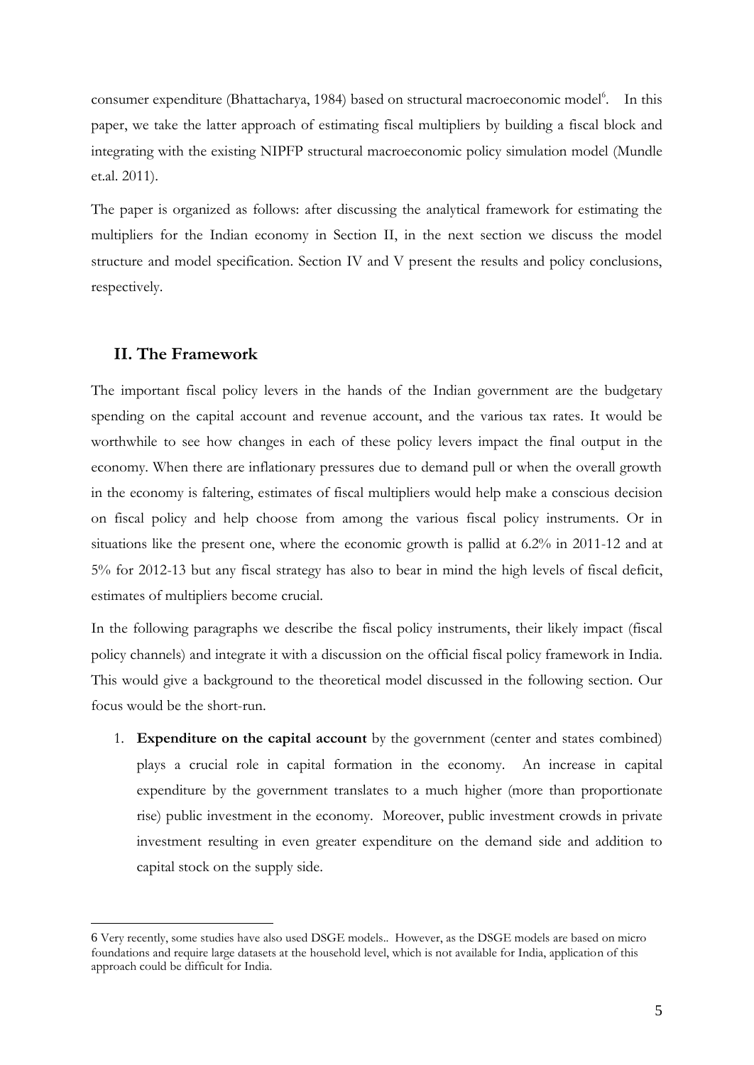consumer expenditure (Bhattacharya, 1984) based on structural macroeconomic model[6]. In this paper, we take the latter approach of estimating fiscal multipliers by building a fiscal block and integrating with the existing NIPFP structural macroeconomic policy simulation model (Mundle et.al. 2011).

The paper is organized as follows: after discussing the analytical framework for estimating the multipliers for the Indian economy in Section II, in the next section we discuss the model structure and model specification. Section IV and V present the results and policy conclusions, respectively.

## II. The Framework

The important fiscal policy levers in the hands of the Indian government are the budgetary spending on the capital account and revenue account, and the various tax rates. It would be worthwhile to see how changes in each of these policy levers impact the final output in the economy. When there are inflationary pressures due to demand pull or when the overall growth in the economy is faltering, estimates of fiscal multipliers would help make a conscious decision on fiscal policy and help choose from among the various fiscal policy instruments. Or in situations like the present one, where the economic growth is pallid at 6.2% in 2011-12 and at 5% for 2012-13 but any fiscal strategy has also to bear in mind the high levels of fiscal deficit, estimates of multipliers become crucial.

In the following paragraphs we describe the fiscal policy instruments, their likely impact (fiscal policy channels) and integrate it with a discussion on the official fiscal policy framework in India. This would give a background to the theoretical model discussed in the following section. Our focus would be the short-run.

1. **Expenditure on the capital account** by the government (center and states combined) plays a crucial role in capital formation in the economy. An increase in capital expenditure by the government translates to a much higher (more than proportionate rise) public investment in the economy. Moreover, public investment crowds in private investment resulting in even greater expenditure on the demand side and addition to capital stock on the supply side.

---

6 Very recently, some studies have also used DSGE models.. However, as the DSGE models are based on micro foundations and require large datasets at the household level, which is not available for India, application of this approach could be difficult for India.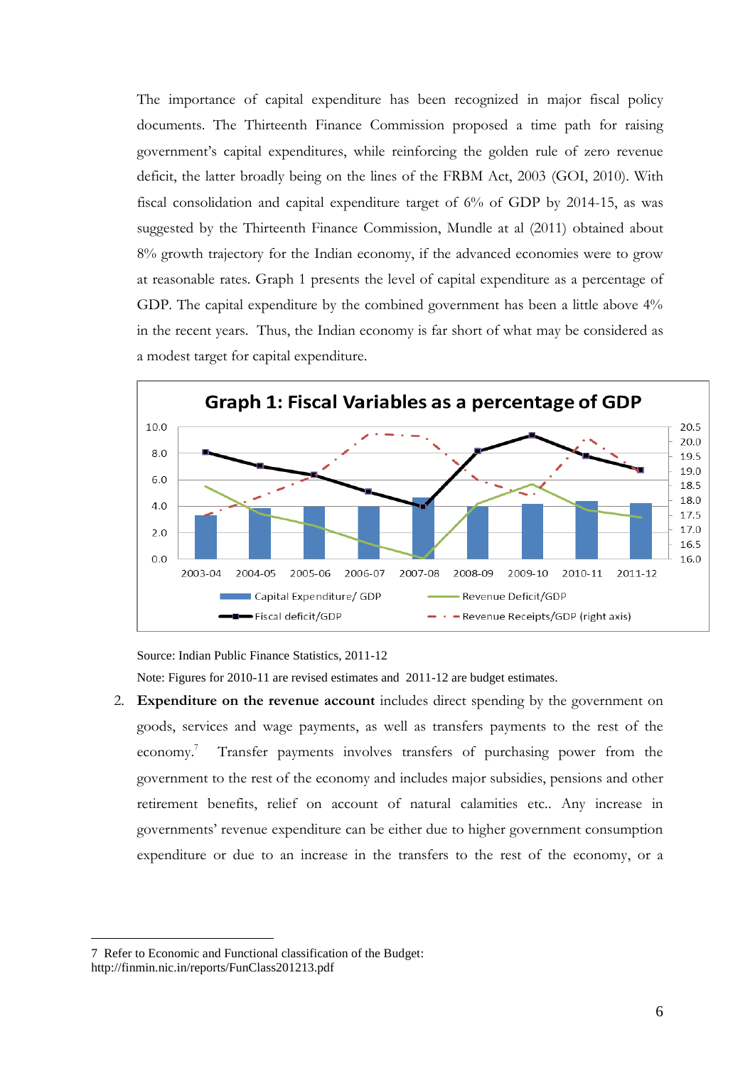The importance of capital expenditure has been recognized in major fiscal policy documents. The Thirteenth Finance Commission proposed a time path for raising government's capital expenditures, while reinforcing the golden rule of zero revenue deficit, the latter broadly being on the lines of the FRBM Act, 2003 (GOI, 2010). With fiscal consolidation and capital expenditure target of 6% of GDP by 2014-15, as was suggested by the Thirteenth Finance Commission, Mundle at al (2011) obtained about 8% growth trajectory for the Indian economy, if the advanced economies were to grow at reasonable rates. Graph 1 presents the level of capital expenditure as a percentage of GDP. The capital expenditure by the combined government has been a little above 4% in the recent years. Thus, the Indian economy is far short of what may be considered as a modest target for capital expenditure.

**Graph 1: Fiscal Variables as a percentage of GDP**

Legend: Capital Expenditure/ GDP; Revenue Deficit/GDP; Fiscal deficit/GDP; Revenue Receipts/GDP (right axis)

Source: Indian Public Finance Statistics, 2011-12

Note: Figures for 2010-11 are revised estimates and 2011-12 are budget estimates.

2. **Expenditure on the revenue account** includes direct spending by the government on goods, services and wage payments, as well as transfers payments to the rest of the economy.[7] Transfer payments involves transfers of purchasing power from the government to the rest of the economy and includes major subsidies, pensions and other retirement benefits, relief on account of natural calamities etc.. Any increase in governments' revenue expenditure can be either due to higher government consumption expenditure or due to an increase in the transfers to the rest of the economy, or a

---

7 Refer to Economic and Functional classification of the Budget: http://finmin.nic.in/reports/FunClass201213.pdf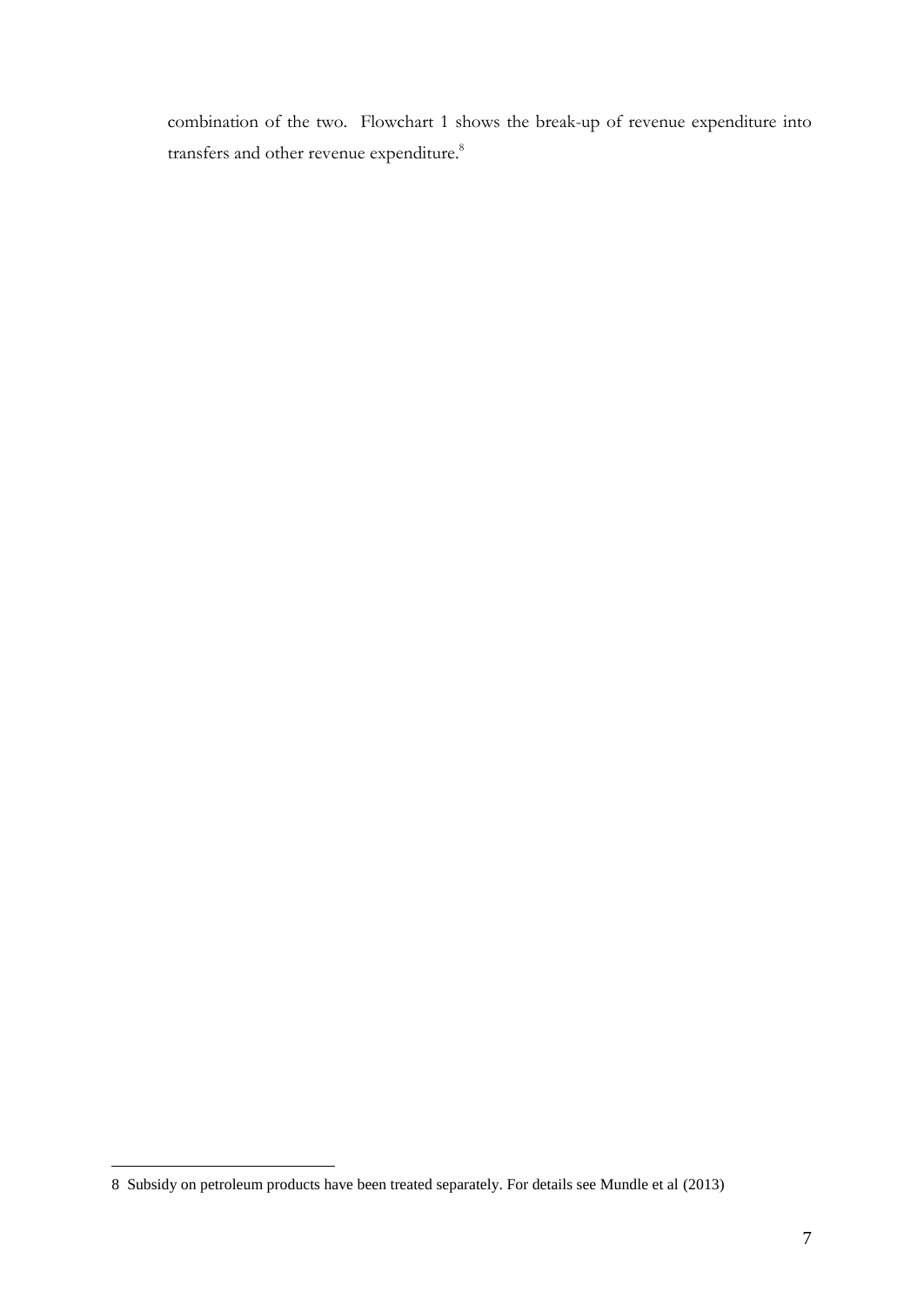combination of the two. Flowchart 1 shows the break-up of revenue expenditure into transfers and other revenue expenditure.[8]

---

8 Subsidy on petroleum products have been treated separately. For details see Mundle et al (2013)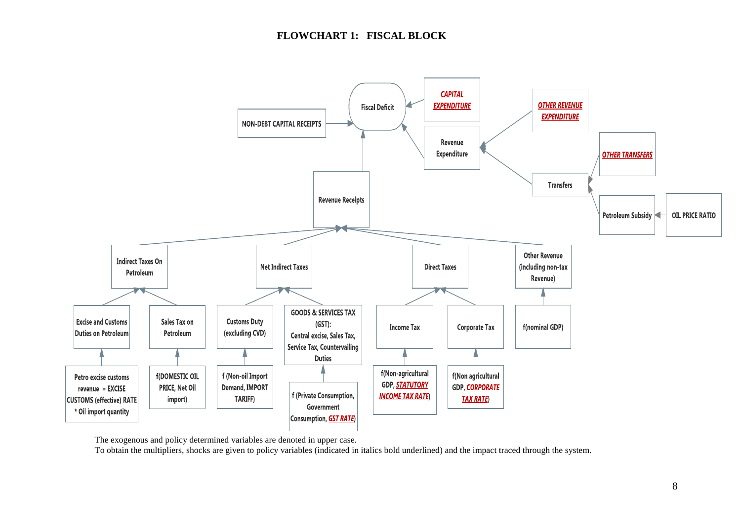**FLOWCHART 1: FISCAL BLOCK**

Fiscal Deficit

NON-DEBT CAPITAL RECEIPTS

***CAPITAL EXPENDITURE***

Revenue Expenditure

***OTHER REVENUE EXPENDITURE***

Transfers

***OTHER TRANSFERS***

Petroleum Subsidy

OIL PRICE RATIO

Revenue Receipts

Indirect Taxes On Petroleum

Net Indirect Taxes

Direct Taxes

Other Revenue (including non-tax Revenue)

Excise and Customs Duties on Petroleum

Sales Tax on Petroleum

Customs Duty (excluding CVD)

GOODS & SERVICES TAX (GST): Central excise, Sales Tax, Service Tax, Countervailing Duties

Income Tax

Corporate Tax

f(nominal GDP)

Petro excise customs revenue = EXCISE CUSTOMS (effective) RATE * Oil import quantity

f(DOMESTIC OIL PRICE, Net Oil import)

f (Non-oil Import Demand, IMPORT TARIFF)

f (Private Consumption, Government Consumption, ***GST RATE***)

f(Non-agricultural GDP, ***STATUTORY INCOME TAX RATE***)

f(Non agricultural GDP, ***CORPORATE TAX RATE***)

The exogenous and policy determined variables are denoted in upper case.
To obtain the multipliers, shocks are given to policy variables (indicated in italics bold underlined) and the impact traced through the system.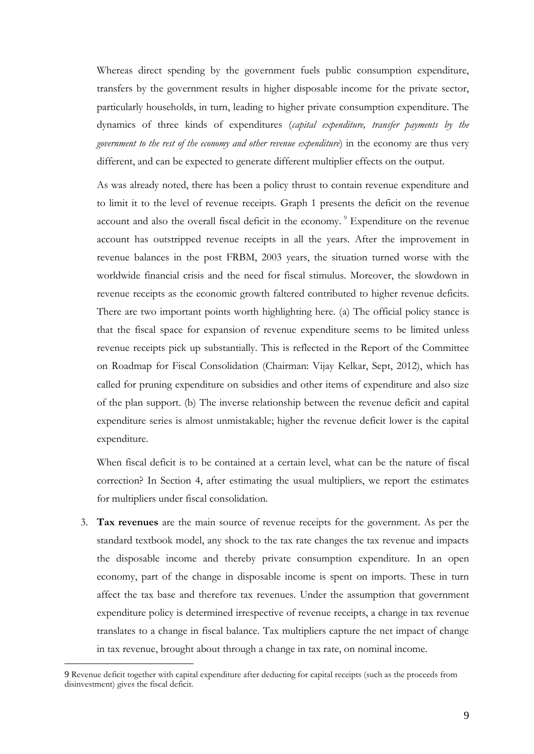Whereas direct spending by the government fuels public consumption expenditure, transfers by the government results in higher disposable income for the private sector, particularly households, in turn, leading to higher private consumption expenditure. The dynamics of three kinds of expenditures (*capital expenditure, transfer payments by the government to the rest of the economy and other revenue expenditure*) in the economy are thus very different, and can be expected to generate different multiplier effects on the output.

As was already noted, there has been a policy thrust to contain revenue expenditure and to limit it to the level of revenue receipts. Graph 1 presents the deficit on the revenue account and also the overall fiscal deficit in the economy. [9] Expenditure on the revenue account has outstripped revenue receipts in all the years. After the improvement in revenue balances in the post FRBM, 2003 years, the situation turned worse with the worldwide financial crisis and the need for fiscal stimulus. Moreover, the slowdown in revenue receipts as the economic growth faltered contributed to higher revenue deficits. There are two important points worth highlighting here. (a) The official policy stance is that the fiscal space for expansion of revenue expenditure seems to be limited unless revenue receipts pick up substantially. This is reflected in the Report of the Committee on Roadmap for Fiscal Consolidation (Chairman: Vijay Kelkar, Sept, 2012), which has called for pruning expenditure on subsidies and other items of expenditure and also size of the plan support. (b) The inverse relationship between the revenue deficit and capital expenditure series is almost unmistakable; higher the revenue deficit lower is the capital expenditure.

When fiscal deficit is to be contained at a certain level, what can be the nature of fiscal correction? In Section 4, after estimating the usual multipliers, we report the estimates for multipliers under fiscal consolidation.

3. **Tax revenues** are the main source of revenue receipts for the government. As per the standard textbook model, any shock to the tax rate changes the tax revenue and impacts the disposable income and thereby private consumption expenditure. In an open economy, part of the change in disposable income is spent on imports. These in turn affect the tax base and therefore tax revenues. Under the assumption that government expenditure policy is determined irrespective of revenue receipts, a change in tax revenue translates to a change in fiscal balance. Tax multipliers capture the net impact of change in tax revenue, brought about through a change in tax rate, on nominal income.

---

9 Revenue deficit together with capital expenditure after deducting for capital receipts (such as the proceeds from disinvestment) gives the fiscal deficit.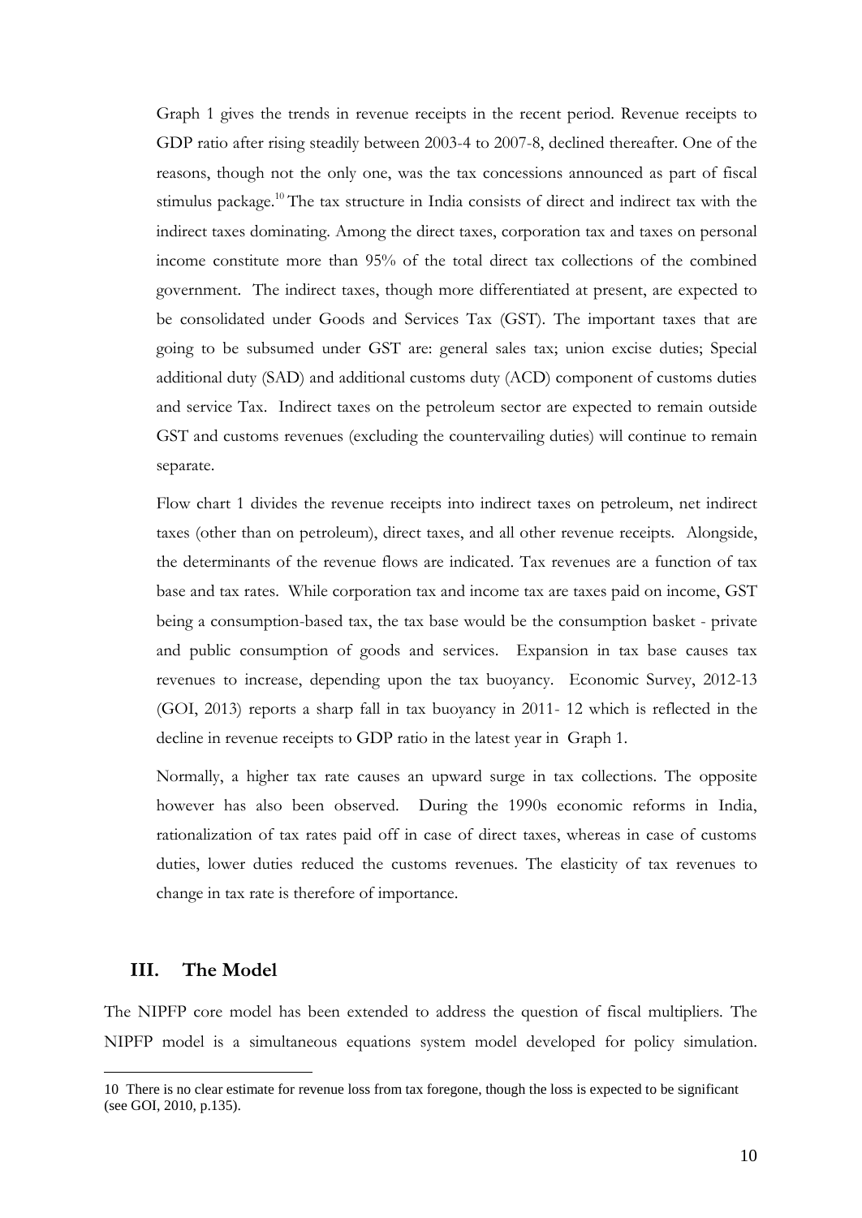Graph 1 gives the trends in revenue receipts in the recent period. Revenue receipts to GDP ratio after rising steadily between 2003-4 to 2007-8, declined thereafter. One of the reasons, though not the only one, was the tax concessions announced as part of fiscal stimulus package.[10] The tax structure in India consists of direct and indirect tax with the indirect taxes dominating. Among the direct taxes, corporation tax and taxes on personal income constitute more than 95% of the total direct tax collections of the combined government. The indirect taxes, though more differentiated at present, are expected to be consolidated under Goods and Services Tax (GST). The important taxes that are going to be subsumed under GST are: general sales tax; union excise duties; Special additional duty (SAD) and additional customs duty (ACD) component of customs duties and service Tax. Indirect taxes on the petroleum sector are expected to remain outside GST and customs revenues (excluding the countervailing duties) will continue to remain separate.

Flow chart 1 divides the revenue receipts into indirect taxes on petroleum, net indirect taxes (other than on petroleum), direct taxes, and all other revenue receipts. Alongside, the determinants of the revenue flows are indicated. Tax revenues are a function of tax base and tax rates. While corporation tax and income tax are taxes paid on income, GST being a consumption-based tax, the tax base would be the consumption basket - private and public consumption of goods and services. Expansion in tax base causes tax revenues to increase, depending upon the tax buoyancy. Economic Survey, 2012-13 (GOI, 2013) reports a sharp fall in tax buoyancy in 2011- 12 which is reflected in the decline in revenue receipts to GDP ratio in the latest year in Graph 1.

Normally, a higher tax rate causes an upward surge in tax collections. The opposite however has also been observed. During the 1990s economic reforms in India, rationalization of tax rates paid off in case of direct taxes, whereas in case of customs duties, lower duties reduced the customs revenues. The elasticity of tax revenues to change in tax rate is therefore of importance.

## III. The Model

The NIPFP core model has been extended to address the question of fiscal multipliers. The NIPFP model is a simultaneous equations system model developed for policy simulation.

[10] There is no clear estimate for revenue loss from tax foregone, though the loss is expected to be significant (see GOI, 2010, p.135).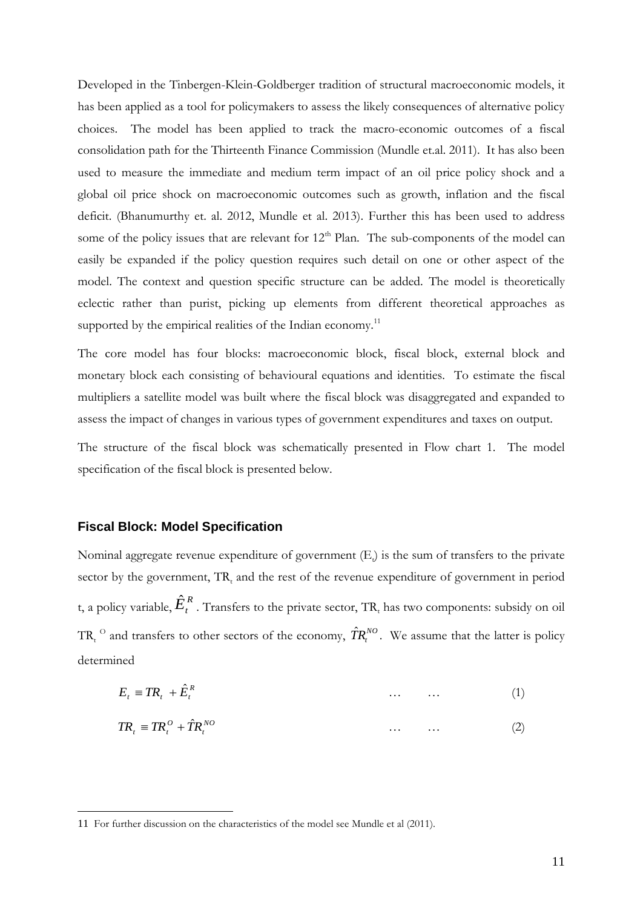Developed in the Tinbergen-Klein-Goldberger tradition of structural macroeconomic models, it has been applied as a tool for policymakers to assess the likely consequences of alternative policy choices. The model has been applied to track the macro-economic outcomes of a fiscal consolidation path for the Thirteenth Finance Commission (Mundle et.al. 2011). It has also been used to measure the immediate and medium term impact of an oil price policy shock and a global oil price shock on macroeconomic outcomes such as growth, inflation and the fiscal deficit. (Bhanumurthy et. al. 2012, Mundle et al. 2013). Further this has been used to address some of the policy issues that are relevant for 12th Plan. The sub-components of the model can easily be expanded if the policy question requires such detail on one or other aspect of the model. The context and question specific structure can be added. The model is theoretically eclectic rather than purist, picking up elements from different theoretical approaches as supported by the empirical realities of the Indian economy.[11]

The core model has four blocks: macroeconomic block, fiscal block, external block and monetary block each consisting of behavioural equations and identities. To estimate the fiscal multipliers a satellite model was built where the fiscal block was disaggregated and expanded to assess the impact of changes in various types of government expenditures and taxes on output.

The structure of the fiscal block was schematically presented in Flow chart 1. The model specification of the fiscal block is presented below.

### Fiscal Block: Model Specification

Nominal aggregate revenue expenditure of government ($E_t$) is the sum of transfers to the private sector by the government, $TR_t$ and the rest of the revenue expenditure of government in period t, a policy variable, $\hat{E}_t^R$. Transfers to the private sector, $TR_t$ has two components: subsidy on oil $TR_t^O$ and transfers to other sectors of the economy, $\hat{T}R_t^{NO}$. We assume that the latter is policy determined

$$E_t \equiv TR_t + \hat{E}_t^R \qquad \ldots \qquad \ldots \qquad (1)$$

$$TR_t \equiv TR_t^O + \hat{T}R_t^{NO} \qquad \ldots \qquad \ldots \qquad (2)$$

11 For further discussion on the characteristics of the model see Mundle et al (2011).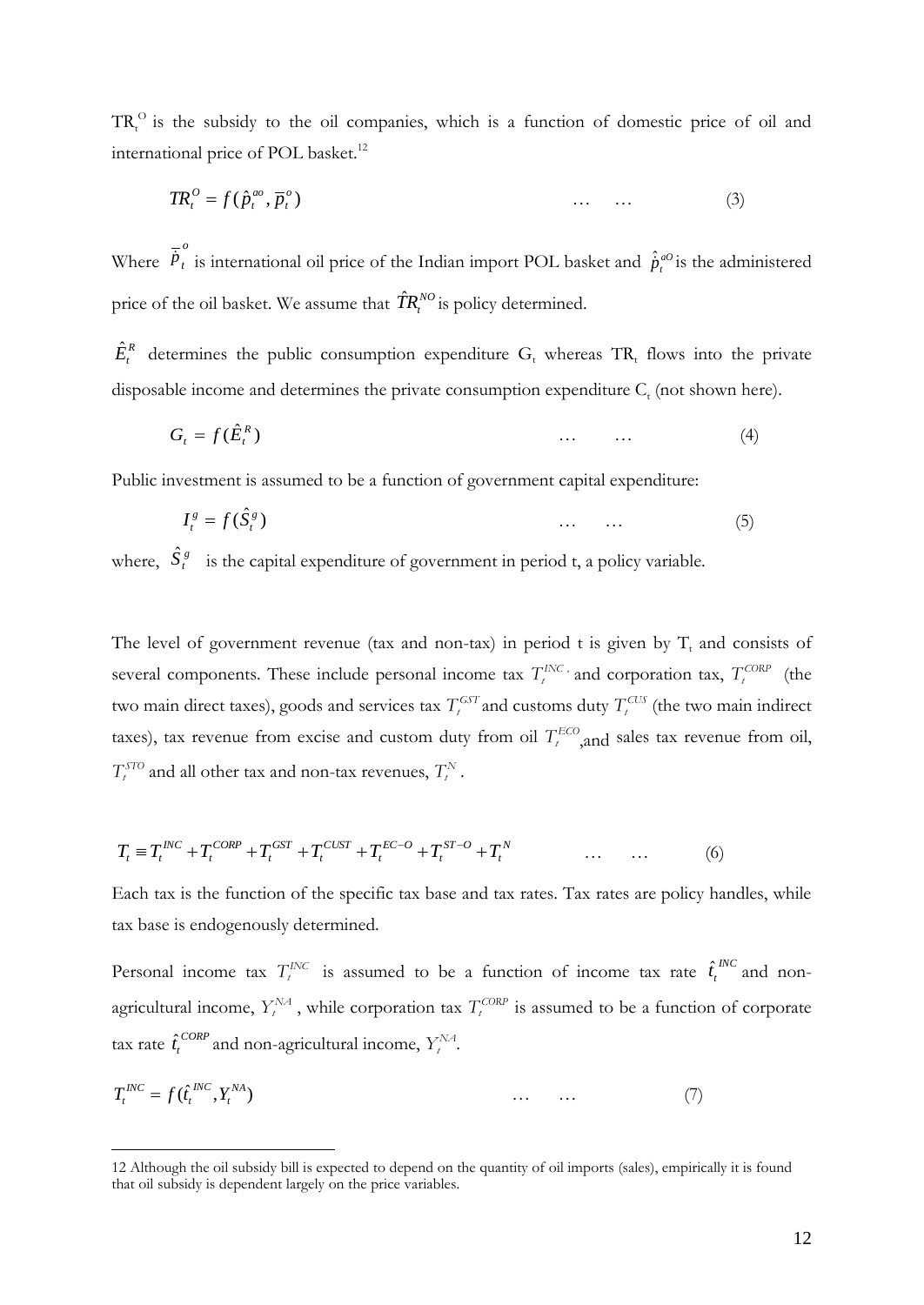$TR_t^O$ is the subsidy to the oil companies, which is a function of domestic price of oil and international price of POL basket.[12]

$$TR_t^O = f(\hat{p}_t^{ao}, \overline{p}_t^o) \qquad \dots \quad \dots \qquad (3)$$

Where $\overline{p}_t^o$ is international oil price of the Indian import POL basket and $\hat{p}_t^{aO}$ is the administered price of the oil basket. We assume that $\hat{TR}_t^{NO}$ is policy determined.

$\hat{E}_t^R$ determines the public consumption expenditure $G_t$ whereas $TR_t$ flows into the private disposable income and determines the private consumption expenditure $C_t$ (not shown here).

$$G_t = f(\hat{E}_t^R) \qquad \dots \quad \dots \qquad (4)$$

Public investment is assumed to be a function of government capital expenditure:

$$I_t^g = f(\hat{S}_t^g) \qquad \dots \quad \dots \qquad (5)$$

where, $\hat{S}_t^g$ is the capital expenditure of government in period t, a policy variable.

The level of government revenue (tax and non-tax) in period t is given by $T_t$ and consists of several components. These include personal income tax $T_t^{INC}$, and corporation tax, $T_t^{CORP}$ (the two main direct taxes), goods and services tax $T_t^{GST}$ and customs duty $T_t^{CUS}$ (the two main indirect taxes), tax revenue from excise and custom duty from oil $T_t^{ECO}$,and sales tax revenue from oil, $T_t^{STO}$ and all other tax and non-tax revenues, $T_t^N$.

$$T_t \equiv T_t^{INC} + T_t^{CORP} + T_t^{GST} + T_t^{CUST} + T_t^{EC-O} + T_t^{ST-O} + T_t^N \qquad \dots \quad \dots \qquad (6)$$

Each tax is the function of the specific tax base and tax rates. Tax rates are policy handles, while tax base is endogenously determined.

Personal income tax $T_t^{INC}$ is assumed to be a function of income tax rate $\hat{t}_t^{INC}$ and non-agricultural income, $Y_t^{NA}$, while corporation tax $T_t^{CORP}$ is assumed to be a function of corporate tax rate $\hat{t}_t^{CORP}$ and non-agricultural income, $Y_t^{NA}$.

$$T_t^{INC} = f(\hat{t}_t^{INC}, Y_t^{NA}) \qquad \dots \quad \dots \qquad (7)$$

12 Although the oil subsidy bill is expected to depend on the quantity of oil imports (sales), empirically it is found that oil subsidy is dependent largely on the price variables.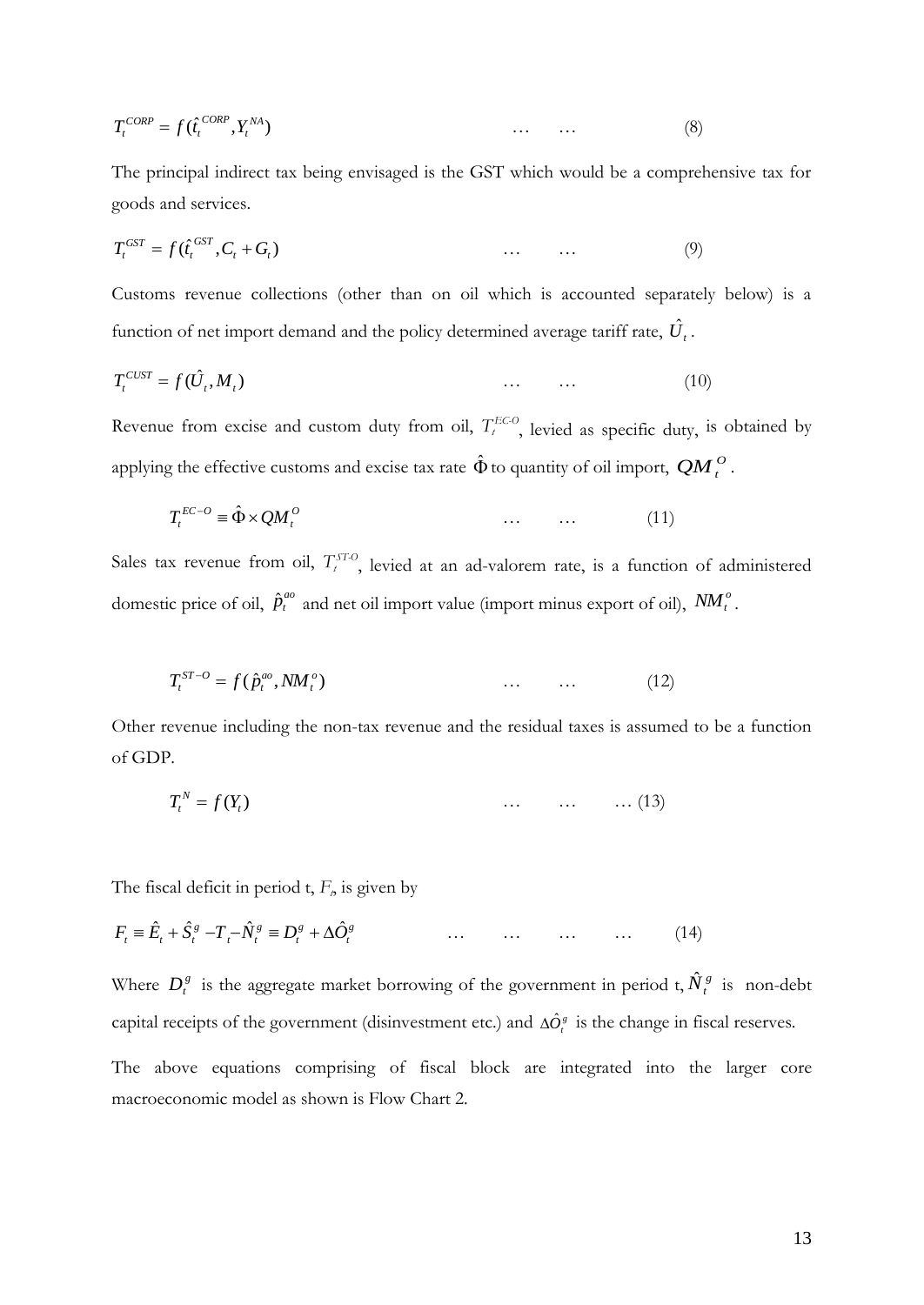$$T_t^{CORP} = f(\hat{t}_t^{CORP}, Y_t^{NA}) \qquad \ldots \qquad \ldots \qquad (8)$$

The principal indirect tax being envisaged is the GST which would be a comprehensive tax for goods and services.

$$T_t^{GST} = f(\hat{t}_t^{GST}, C_t + G_t) \qquad \ldots \qquad \ldots \qquad (9)$$

Customs revenue collections (other than on oil which is accounted separately below) is a function of net import demand and the policy determined average tariff rate, $\hat{U}_t$.

$$T_t^{CUST} = f(\hat{U}_t, M_t) \qquad \ldots \qquad \ldots \qquad (10)$$

Revenue from excise and custom duty from oil, $T_t^{EC\text{-}O}$, levied as specific duty, is obtained by applying the effective customs and excise tax rate $\hat{\Phi}$ to quantity of oil import, $QM_t^O$.

$$T_t^{EC-O} \equiv \hat{\Phi} \times QM_t^O \qquad \ldots \qquad \ldots \qquad (11)$$

Sales tax revenue from oil, $T_t^{ST\text{-}O}$, levied at an ad-valorem rate, is a function of administered domestic price of oil, $\hat{p}_t^{ao}$ and net oil import value (import minus export of oil), $NM_t^o$.

$$T_t^{ST-O} = f(\hat{p}_t^{ao}, NM_t^o) \qquad \ldots \qquad \ldots \qquad (12)$$

Other revenue including the non-tax revenue and the residual taxes is assumed to be a function of GDP.

$$T_t^N = f(Y_t) \qquad \ldots \qquad \ldots \qquad \ldots (13)$$

The fiscal deficit in period t, $F_t$, is given by

$$F_t \equiv \hat{E}_t + \hat{S}_t^g - T_t - \hat{N}_t^g \equiv D_t^g + \Delta\hat{O}_t^g \qquad \ldots \qquad \ldots \qquad \ldots \qquad \ldots \qquad (14)$$

Where $D_t^g$ is the aggregate market borrowing of the government in period t, $\hat{N}_t^g$ is non-debt capital receipts of the government (disinvestment etc.) and $\Delta\hat{O}_t^g$ is the change in fiscal reserves.

The above equations comprising of fiscal block are integrated into the larger core macroeconomic model as shown is Flow Chart 2.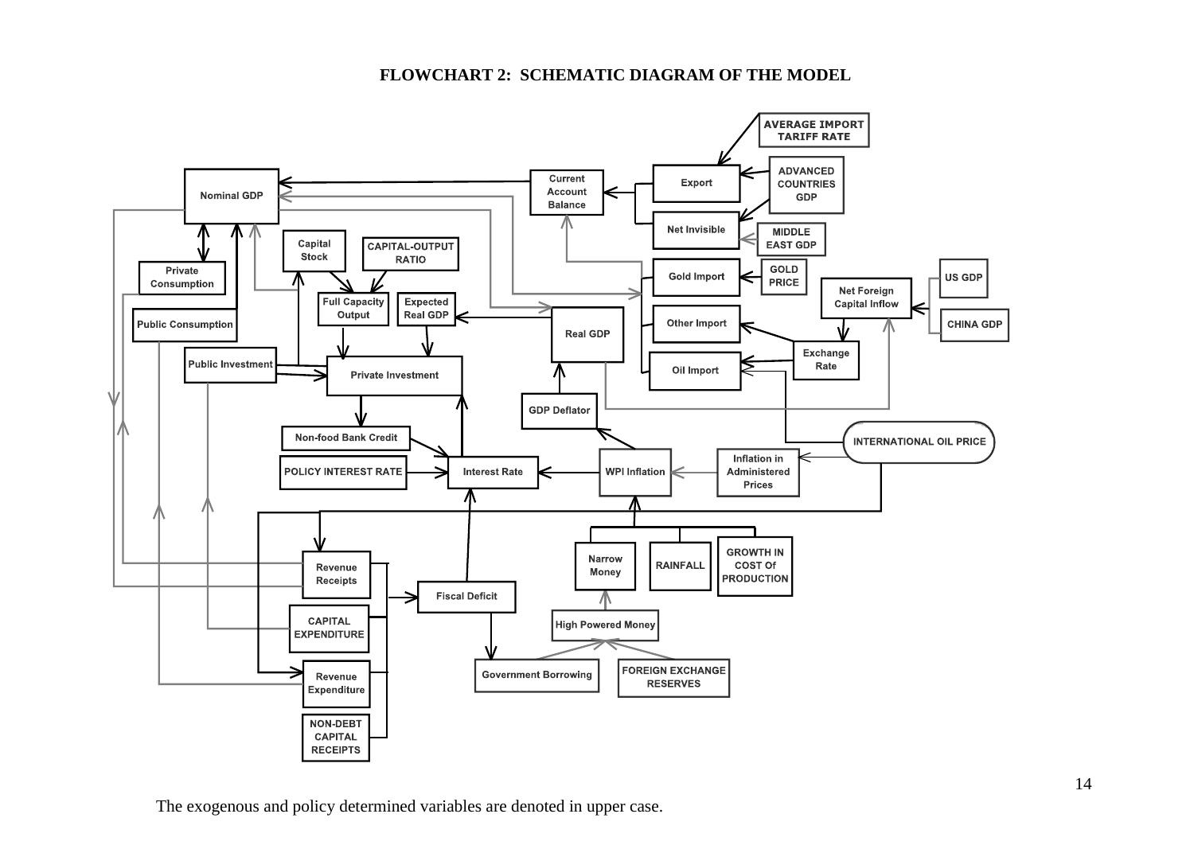**FLOWCHART 2: SCHEMATIC DIAGRAM OF THE MODEL**

The exogenous and policy determined variables are denoted in upper case.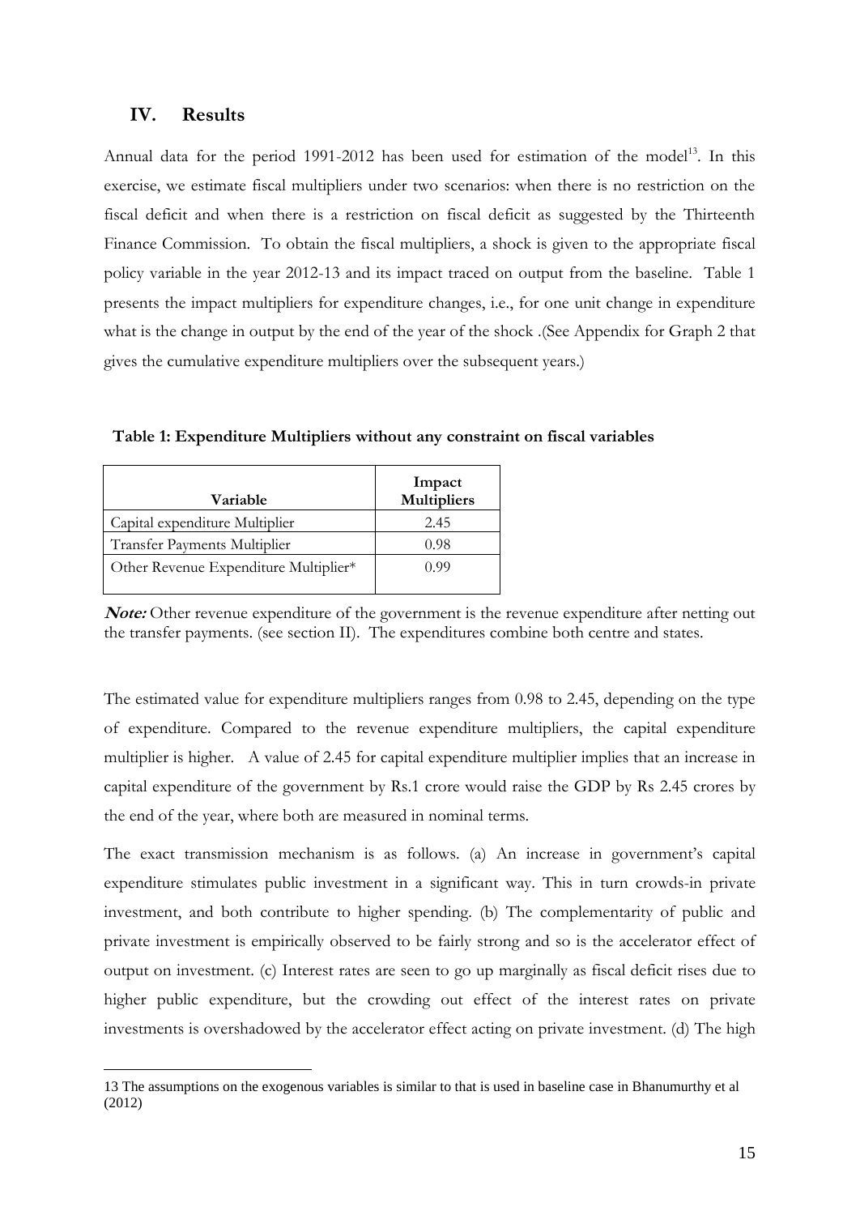## IV. Results

Annual data for the period 1991-2012 has been used for estimation of the model[13]. In this exercise, we estimate fiscal multipliers under two scenarios: when there is no restriction on the fiscal deficit and when there is a restriction on fiscal deficit as suggested by the Thirteenth Finance Commission. To obtain the fiscal multipliers, a shock is given to the appropriate fiscal policy variable in the year 2012-13 and its impact traced on output from the baseline. Table 1 presents the impact multipliers for expenditure changes, i.e., for one unit change in expenditure what is the change in output by the end of the year of the shock .(See Appendix for Graph 2 that gives the cumulative expenditure multipliers over the subsequent years.)

**Table 1: Expenditure Multipliers without any constraint on fiscal variables**

| Variable | Impact Multipliers |
|---|---|
| Capital expenditure Multiplier | 2.45 |
| Transfer Payments Multiplier | 0.98 |
| Other Revenue Expenditure Multiplier* | 0.99 |

***Note:*** Other revenue expenditure of the government is the revenue expenditure after netting out the transfer payments. (see section II). The expenditures combine both centre and states.

The estimated value for expenditure multipliers ranges from 0.98 to 2.45, depending on the type of expenditure. Compared to the revenue expenditure multipliers, the capital expenditure multiplier is higher. A value of 2.45 for capital expenditure multiplier implies that an increase in capital expenditure of the government by Rs.1 crore would raise the GDP by Rs 2.45 crores by the end of the year, where both are measured in nominal terms.

The exact transmission mechanism is as follows. (a) An increase in government's capital expenditure stimulates public investment in a significant way. This in turn crowds-in private investment, and both contribute to higher spending. (b) The complementarity of public and private investment is empirically observed to be fairly strong and so is the accelerator effect of output on investment. (c) Interest rates are seen to go up marginally as fiscal deficit rises due to higher public expenditure, but the crowding out effect of the interest rates on private investments is overshadowed by the accelerator effect acting on private investment. (d) The high

---

13 The assumptions on the exogenous variables is similar to that is used in baseline case in Bhanumurthy et al (2012)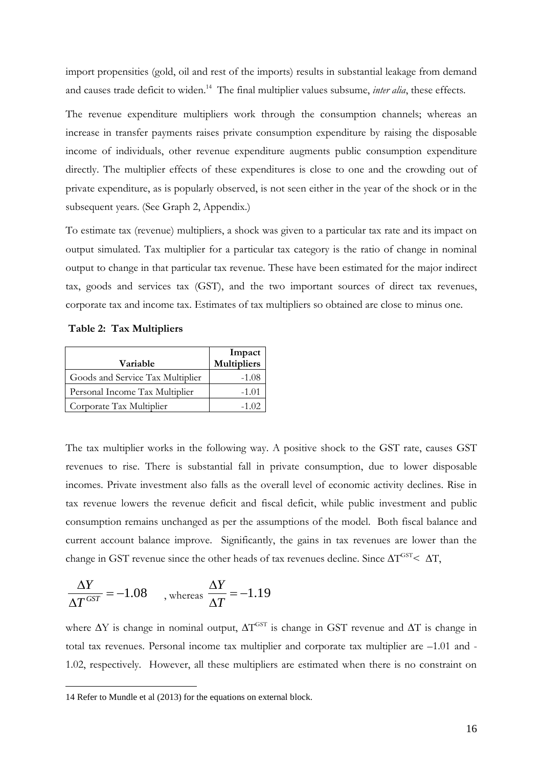import propensities (gold, oil and rest of the imports) results in substantial leakage from demand and causes trade deficit to widen.[14] The final multiplier values subsume, *inter alia*, these effects.

The revenue expenditure multipliers work through the consumption channels; whereas an increase in transfer payments raises private consumption expenditure by raising the disposable income of individuals, other revenue expenditure augments public consumption expenditure directly. The multiplier effects of these expenditures is close to one and the crowding out of private expenditure, as is popularly observed, is not seen either in the year of the shock or in the subsequent years. (See Graph 2, Appendix.)

To estimate tax (revenue) multipliers, a shock was given to a particular tax rate and its impact on output simulated. Tax multiplier for a particular tax category is the ratio of change in nominal output to change in that particular tax revenue. These have been estimated for the major indirect tax, goods and services tax (GST), and the two important sources of direct tax revenues, corporate tax and income tax. Estimates of tax multipliers so obtained are close to minus one.

**Table 2: Tax Multipliers**

| Variable | Impact Multipliers |
|---|---|
| Goods and Service Tax Multiplier | -1.08 |
| Personal Income Tax Multiplier | -1.01 |
| Corporate Tax Multiplier | -1.02 |

The tax multiplier works in the following way. A positive shock to the GST rate, causes GST revenues to rise. There is substantial fall in private consumption, due to lower disposable incomes. Private investment also falls as the overall level of economic activity declines. Rise in tax revenue lowers the revenue deficit and fiscal deficit, while public investment and public consumption remains unchanged as per the assumptions of the model. Both fiscal balance and current account balance improve. Significantly, the gains in tax revenues are lower than the change in GST revenue since the other heads of tax revenues decline. Since $\Delta T^{GST} < \Delta T$,

$$\frac{\Delta Y}{\Delta T^{GST}} = -1.08 \quad \text{, whereas } \frac{\Delta Y}{\Delta T} = -1.19$$

where $\Delta Y$ is change in nominal output, $\Delta T^{GST}$ is change in GST revenue and $\Delta T$ is change in total tax revenues. Personal income tax multiplier and corporate tax multiplier are –1.01 and -1.02, respectively. However, all these multipliers are estimated when there is no constraint on

14 Refer to Mundle et al (2013) for the equations on external block.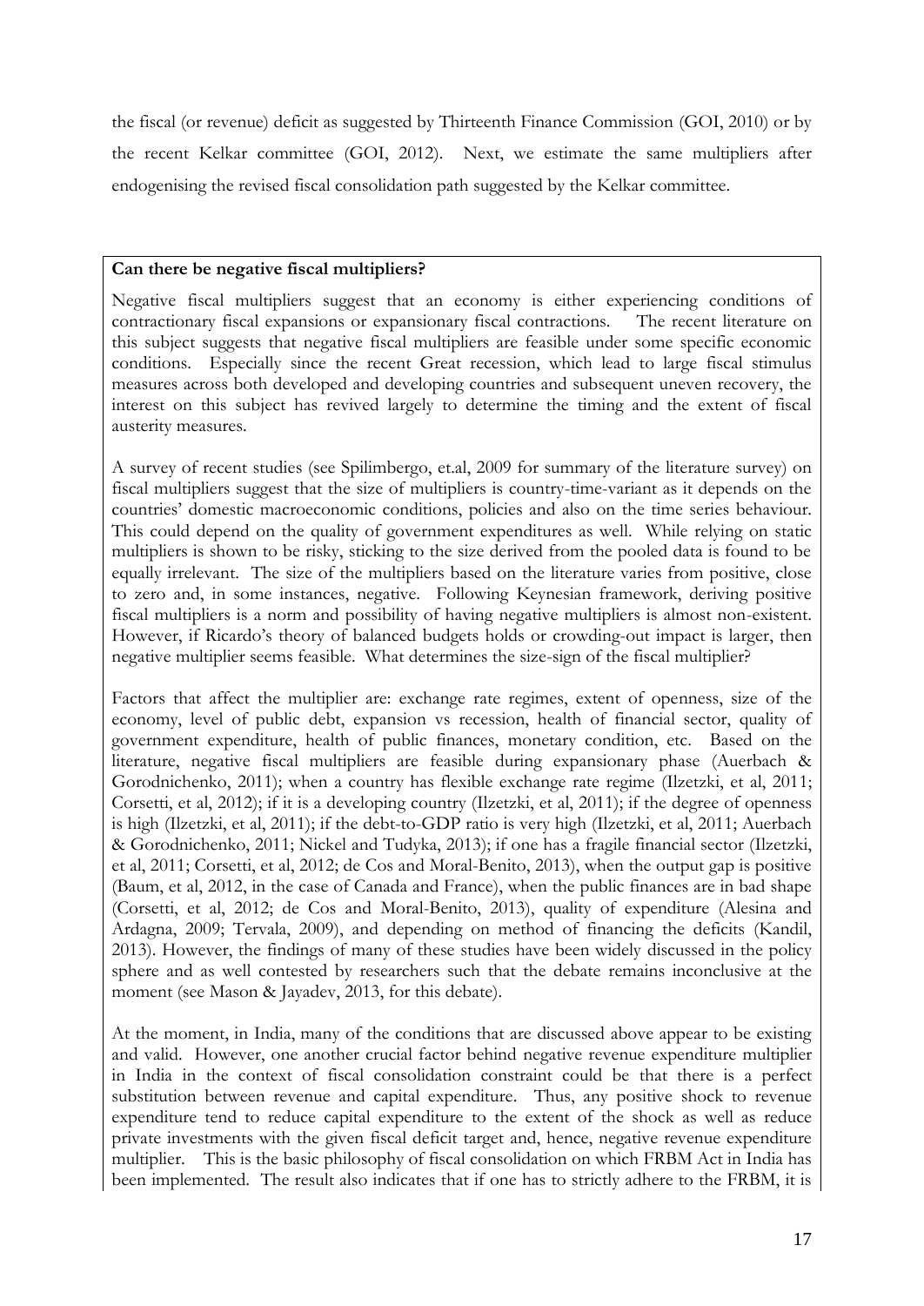the fiscal (or revenue) deficit as suggested by Thirteenth Finance Commission (GOI, 2010) or by the recent Kelkar committee (GOI, 2012). Next, we estimate the same multipliers after endogenising the revised fiscal consolidation path suggested by the Kelkar committee.

**Can there be negative fiscal multipliers?**

Negative fiscal multipliers suggest that an economy is either experiencing conditions of contractionary fiscal expansions or expansionary fiscal contractions. The recent literature on this subject suggests that negative fiscal multipliers are feasible under some specific economic conditions. Especially since the recent Great recession, which lead to large fiscal stimulus measures across both developed and developing countries and subsequent uneven recovery, the interest on this subject has revived largely to determine the timing and the extent of fiscal austerity measures.

A survey of recent studies (see Spilimbergo, et.al, 2009 for summary of the literature survey) on fiscal multipliers suggest that the size of multipliers is country-time-variant as it depends on the countries' domestic macroeconomic conditions, policies and also on the time series behaviour. This could depend on the quality of government expenditures as well. While relying on static multipliers is shown to be risky, sticking to the size derived from the pooled data is found to be equally irrelevant. The size of the multipliers based on the literature varies from positive, close to zero and, in some instances, negative. Following Keynesian framework, deriving positive fiscal multipliers is a norm and possibility of having negative multipliers is almost non-existent. However, if Ricardo's theory of balanced budgets holds or crowding-out impact is larger, then negative multiplier seems feasible. What determines the size-sign of the fiscal multiplier?

Factors that affect the multiplier are: exchange rate regimes, extent of openness, size of the economy, level of public debt, expansion vs recession, health of financial sector, quality of government expenditure, health of public finances, monetary condition, etc. Based on the literature, negative fiscal multipliers are feasible during expansionary phase (Auerbach & Gorodnichenko, 2011); when a country has flexible exchange rate regime (Ilzetzki, et al, 2011; Corsetti, et al, 2012); if it is a developing country (Ilzetzki, et al, 2011); if the degree of openness is high (Ilzetzki, et al, 2011); if the debt-to-GDP ratio is very high (Ilzetzki, et al, 2011; Auerbach & Gorodnichenko, 2011; Nickel and Tudyka, 2013); if one has a fragile financial sector (Ilzetzki, et al, 2011; Corsetti, et al, 2012; de Cos and Moral-Benito, 2013), when the output gap is positive (Baum, et al, 2012, in the case of Canada and France), when the public finances are in bad shape (Corsetti, et al, 2012; de Cos and Moral-Benito, 2013), quality of expenditure (Alesina and Ardagna, 2009; Tervala, 2009), and depending on method of financing the deficits (Kandil, 2013). However, the findings of many of these studies have been widely discussed in the policy sphere and as well contested by researchers such that the debate remains inconclusive at the moment (see Mason & Jayadev, 2013, for this debate).

At the moment, in India, many of the conditions that are discussed above appear to be existing and valid. However, one another crucial factor behind negative revenue expenditure multiplier in India in the context of fiscal consolidation constraint could be that there is a perfect substitution between revenue and capital expenditure. Thus, any positive shock to revenue expenditure tend to reduce capital expenditure to the extent of the shock as well as reduce private investments with the given fiscal deficit target and, hence, negative revenue expenditure multiplier. This is the basic philosophy of fiscal consolidation on which FRBM Act in India has been implemented. The result also indicates that if one has to strictly adhere to the FRBM, it is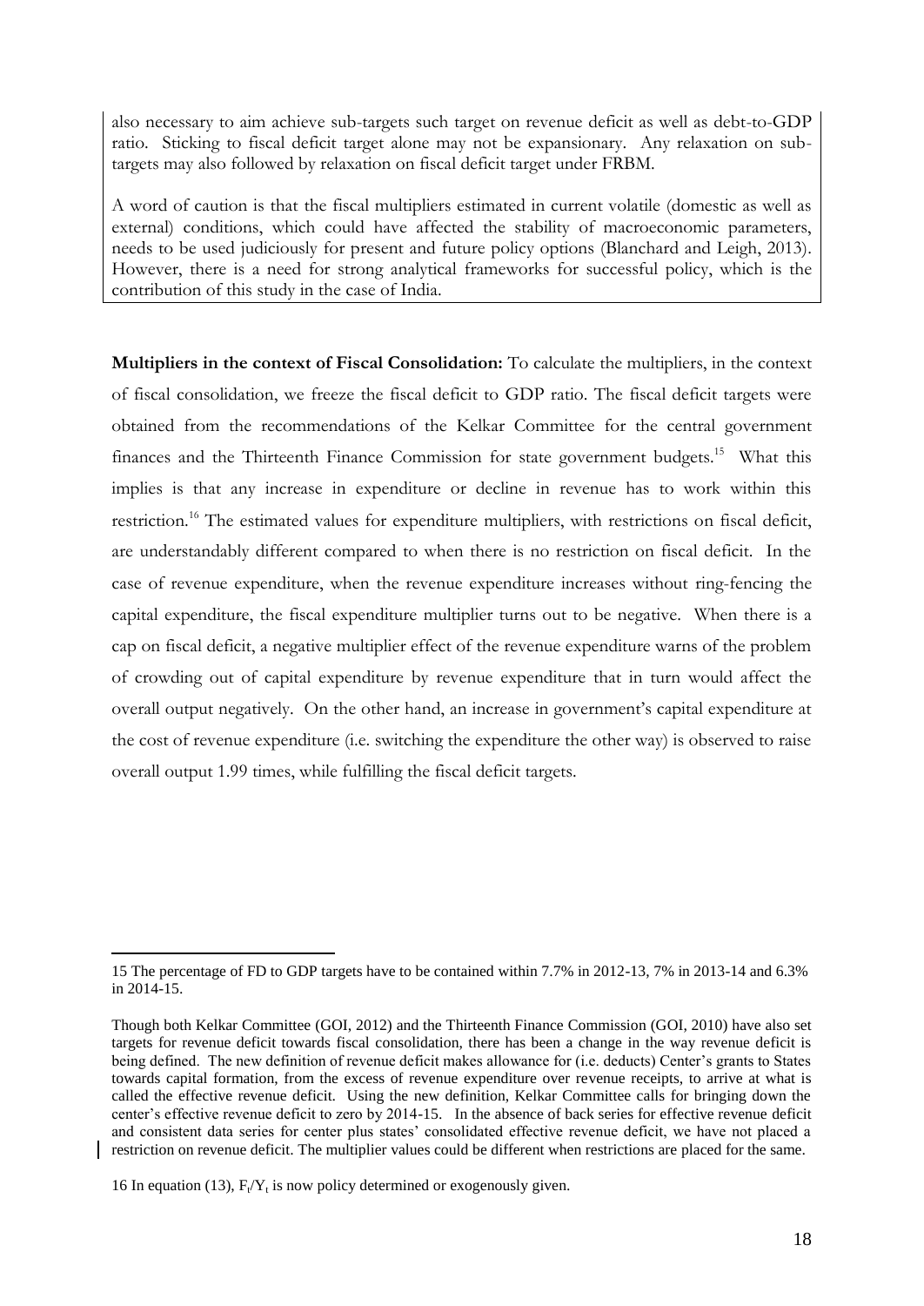also necessary to aim achieve sub-targets such target on revenue deficit as well as debt-to-GDP ratio. Sticking to fiscal deficit target alone may not be expansionary. Any relaxation on sub-targets may also followed by relaxation on fiscal deficit target under FRBM.

A word of caution is that the fiscal multipliers estimated in current volatile (domestic as well as external) conditions, which could have affected the stability of macroeconomic parameters, needs to be used judiciously for present and future policy options (Blanchard and Leigh, 2013). However, there is a need for strong analytical frameworks for successful policy, which is the contribution of this study in the case of India.

**Multipliers in the context of Fiscal Consolidation:** To calculate the multipliers, in the context of fiscal consolidation, we freeze the fiscal deficit to GDP ratio. The fiscal deficit targets were obtained from the recommendations of the Kelkar Committee for the central government finances and the Thirteenth Finance Commission for state government budgets.[15] What this implies is that any increase in expenditure or decline in revenue has to work within this restriction.[16] The estimated values for expenditure multipliers, with restrictions on fiscal deficit, are understandably different compared to when there is no restriction on fiscal deficit. In the case of revenue expenditure, when the revenue expenditure increases without ring-fencing the capital expenditure, the fiscal expenditure multiplier turns out to be negative. When there is a cap on fiscal deficit, a negative multiplier effect of the revenue expenditure warns of the problem of crowding out of capital expenditure by revenue expenditure that in turn would affect the overall output negatively. On the other hand, an increase in government's capital expenditure at the cost of revenue expenditure (i.e. switching the expenditure the other way) is observed to raise overall output 1.99 times, while fulfilling the fiscal deficit targets.

---

15 The percentage of FD to GDP targets have to be contained within 7.7% in 2012-13, 7% in 2013-14 and 6.3% in 2014-15.

Though both Kelkar Committee (GOI, 2012) and the Thirteenth Finance Commission (GOI, 2010) have also set targets for revenue deficit towards fiscal consolidation, there has been a change in the way revenue deficit is being defined. The new definition of revenue deficit makes allowance for (i.e. deducts) Center's grants to States towards capital formation, from the excess of revenue expenditure over revenue receipts, to arrive at what is called the effective revenue deficit. Using the new definition, Kelkar Committee calls for bringing down the center's effective revenue deficit to zero by 2014-15. In the absence of back series for effective revenue deficit and consistent data series for center plus states' consolidated effective revenue deficit, we have not placed a restriction on revenue deficit. The multiplier values could be different when restrictions are placed for the same.

16 In equation (13), $F_t/Y_t$ is now policy determined or exogenously given.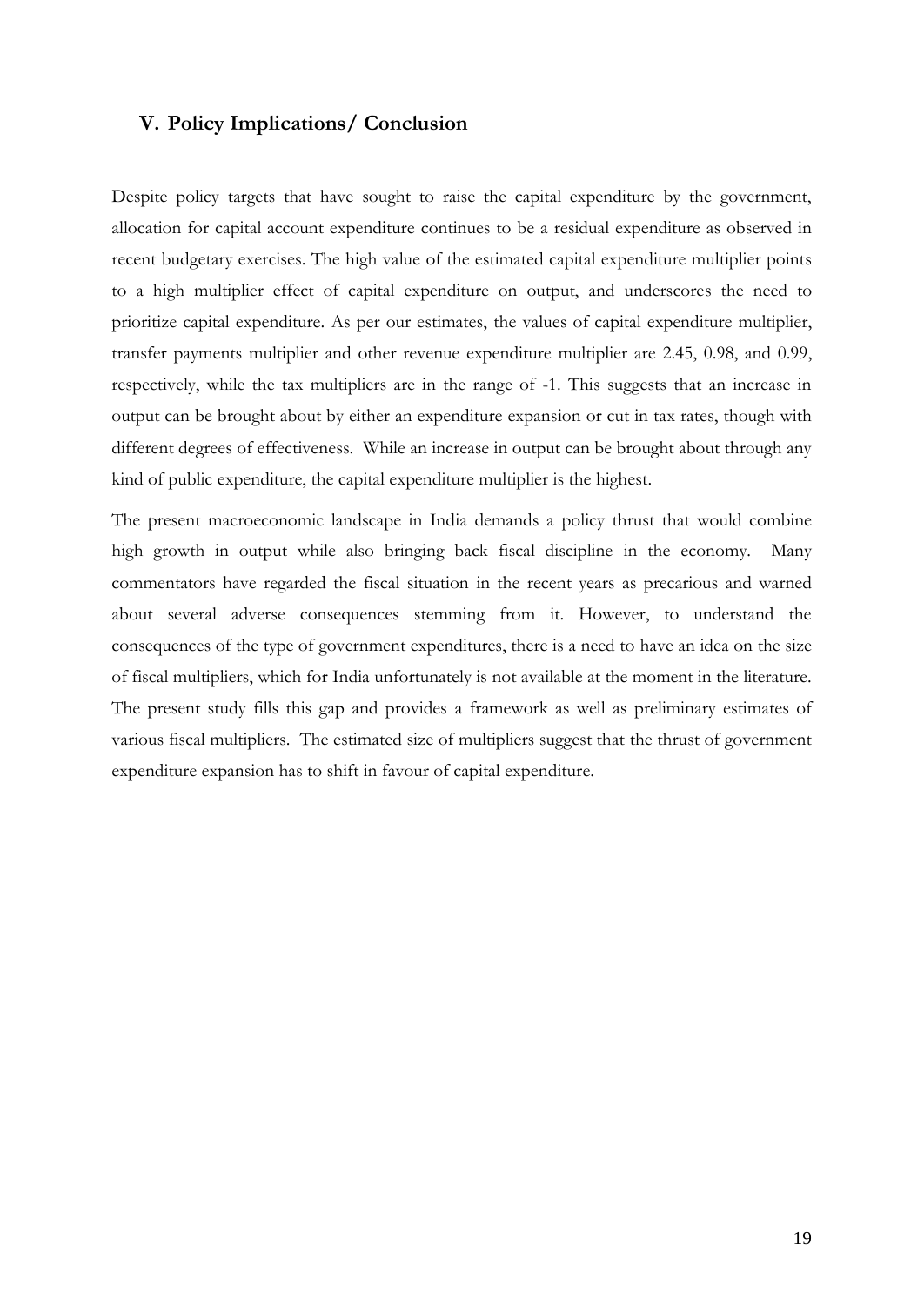## V. Policy Implications/ Conclusion

Despite policy targets that have sought to raise the capital expenditure by the government, allocation for capital account expenditure continues to be a residual expenditure as observed in recent budgetary exercises. The high value of the estimated capital expenditure multiplier points to a high multiplier effect of capital expenditure on output, and underscores the need to prioritize capital expenditure. As per our estimates, the values of capital expenditure multiplier, transfer payments multiplier and other revenue expenditure multiplier are 2.45, 0.98, and 0.99, respectively, while the tax multipliers are in the range of -1. This suggests that an increase in output can be brought about by either an expenditure expansion or cut in tax rates, though with different degrees of effectiveness. While an increase in output can be brought about through any kind of public expenditure, the capital expenditure multiplier is the highest.

The present macroeconomic landscape in India demands a policy thrust that would combine high growth in output while also bringing back fiscal discipline in the economy. Many commentators have regarded the fiscal situation in the recent years as precarious and warned about several adverse consequences stemming from it. However, to understand the consequences of the type of government expenditures, there is a need to have an idea on the size of fiscal multipliers, which for India unfortunately is not available at the moment in the literature. The present study fills this gap and provides a framework as well as preliminary estimates of various fiscal multipliers. The estimated size of multipliers suggest that the thrust of government expenditure expansion has to shift in favour of capital expenditure.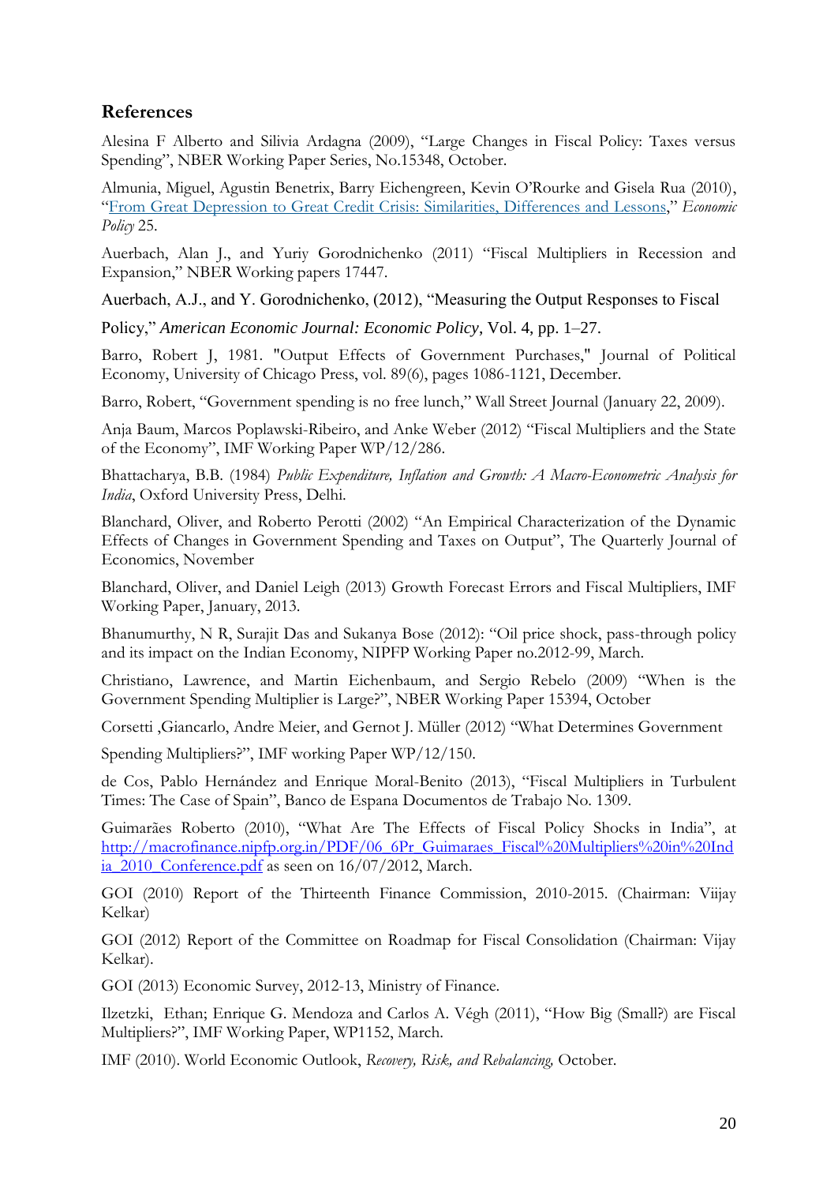## References

Alesina F Alberto and Silivia Ardagna (2009), "Large Changes in Fiscal Policy: Taxes versus Spending", NBER Working Paper Series, No.15348, October.

Almunia, Miguel, Agustin Benetrix, Barry Eichengreen, Kevin O'Rourke and Gisela Rua (2010), "From Great Depression to Great Credit Crisis: Similarities, Differences and Lessons," *Economic Policy* 25.

Auerbach, Alan J., and Yuriy Gorodnichenko (2011) "Fiscal Multipliers in Recession and Expansion," NBER Working papers 17447.

Auerbach, A.J., and Y. Gorodnichenko, (2012), "Measuring the Output Responses to Fiscal Policy," *American Economic Journal: Economic Policy*, Vol. 4, pp. 1–27.

Barro, Robert J, 1981. "Output Effects of Government Purchases," Journal of Political Economy, University of Chicago Press, vol. 89(6), pages 1086-1121, December.

Barro, Robert, "Government spending is no free lunch," Wall Street Journal (January 22, 2009).

Anja Baum, Marcos Poplawski-Ribeiro, and Anke Weber (2012) "Fiscal Multipliers and the State of the Economy", IMF Working Paper WP/12/286.

Bhattacharya, B.B. (1984) *Public Expenditure, Inflation and Growth: A Macro-Econometric Analysis for India*, Oxford University Press, Delhi.

Blanchard, Oliver, and Roberto Perotti (2002) "An Empirical Characterization of the Dynamic Effects of Changes in Government Spending and Taxes on Output", The Quarterly Journal of Economics, November

Blanchard, Oliver, and Daniel Leigh (2013) Growth Forecast Errors and Fiscal Multipliers, IMF Working Paper, January, 2013.

Bhanumurthy, N R, Surajit Das and Sukanya Bose (2012): "Oil price shock, pass-through policy and its impact on the Indian Economy, NIPFP Working Paper no.2012-99, March.

Christiano, Lawrence, and Martin Eichenbaum, and Sergio Rebelo (2009) "When is the Government Spending Multiplier is Large?", NBER Working Paper 15394, October

Corsetti ,Giancarlo, Andre Meier, and Gernot J. Müller (2012) "What Determines Government Spending Multipliers?", IMF working Paper WP/12/150.

de Cos, Pablo Hernández and Enrique Moral-Benito (2013), "Fiscal Multipliers in Turbulent Times: The Case of Spain", Banco de Espana Documentos de Trabajo No. 1309.

Guimarães Roberto (2010), "What Are The Effects of Fiscal Policy Shocks in India", at http://macrofinance.nipfp.org.in/PDF/06_6Pr_Guimaraes_Fiscal%20Multipliers%20in%20India_2010_Conference.pdf as seen on 16/07/2012, March.

GOI (2010) Report of the Thirteenth Finance Commission, 2010-2015. (Chairman: Viijay Kelkar)

GOI (2012) Report of the Committee on Roadmap for Fiscal Consolidation (Chairman: Vijay Kelkar).

GOI (2013) Economic Survey, 2012-13, Ministry of Finance.

Ilzetzki, Ethan; Enrique G. Mendoza and Carlos A. Végh (2011), "How Big (Small?) are Fiscal Multipliers?", IMF Working Paper, WP1152, March.

IMF (2010). World Economic Outlook, *Recovery, Risk, and Rebalancing,* October.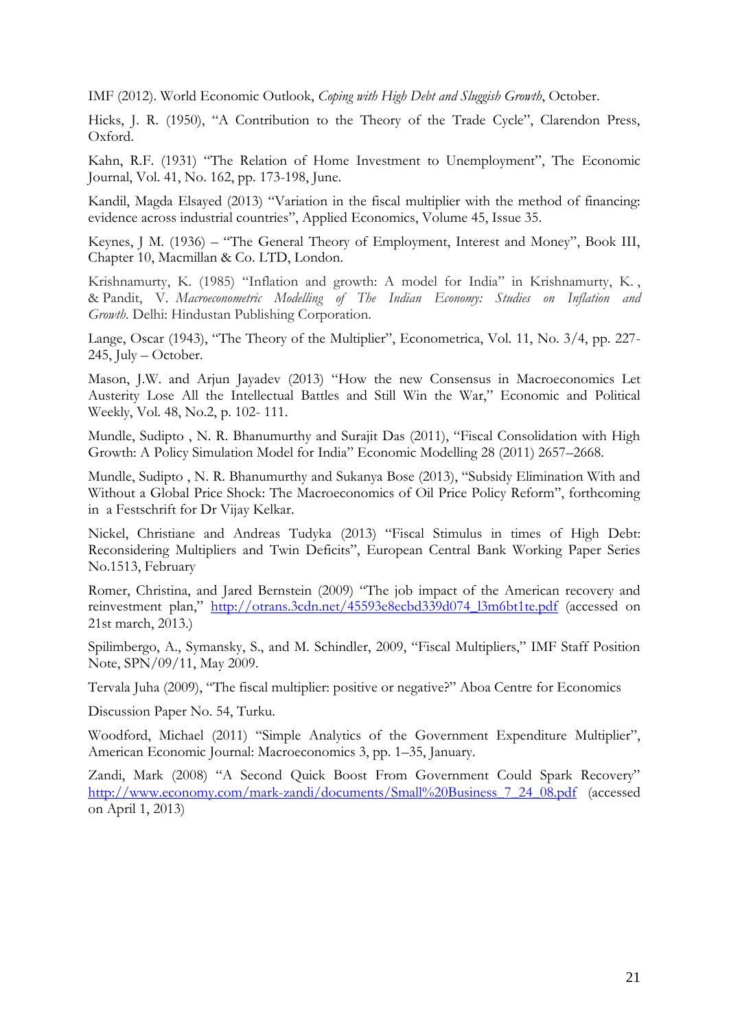IMF (2012). World Economic Outlook, *Coping with High Debt and Sluggish Growth*, October.

Hicks, J. R. (1950), "A Contribution to the Theory of the Trade Cycle", Clarendon Press, Oxford.

Kahn, R.F. (1931) "The Relation of Home Investment to Unemployment", The Economic Journal, Vol. 41, No. 162, pp. 173-198, June.

Kandil, Magda Elsayed (2013) "Variation in the fiscal multiplier with the method of financing: evidence across industrial countries", Applied Economics, Volume 45, Issue 35.

Keynes, J M. (1936) – "The General Theory of Employment, Interest and Money", Book III, Chapter 10, Macmillan & Co. LTD, London.

Krishnamurty, K. (1985) "Inflation and growth: A model for India" in Krishnamurty, K. , & Pandit, V. *Macroeconometric Modelling of The Indian Economy: Studies on Inflation and Growth*. Delhi: Hindustan Publishing Corporation.

Lange, Oscar (1943), "The Theory of the Multiplier", Econometrica, Vol. 11, No. 3/4, pp. 227-245, July – October.

Mason, J.W. and Arjun Jayadev (2013) "How the new Consensus in Macroeconomics Let Austerity Lose All the Intellectual Battles and Still Win the War," Economic and Political Weekly, Vol. 48, No.2, p. 102- 111.

Mundle, Sudipto , N. R. Bhanumurthy and Surajit Das (2011), "Fiscal Consolidation with High Growth: A Policy Simulation Model for India" Economic Modelling 28 (2011) 2657–2668.

Mundle, Sudipto , N. R. Bhanumurthy and Sukanya Bose (2013), "Subsidy Elimination With and Without a Global Price Shock: The Macroeconomics of Oil Price Policy Reform", forthcoming in a Festschrift for Dr Vijay Kelkar.

Nickel, Christiane and Andreas Tudyka (2013) "Fiscal Stimulus in times of High Debt: Reconsidering Multipliers and Twin Deficits", European Central Bank Working Paper Series No.1513, February

Romer, Christina, and Jared Bernstein (2009) "The job impact of the American recovery and reinvestment plan," http://otrans.3cdn.net/45593e8ecbd339d074_l3m6bt1te.pdf (accessed on 21st march, 2013.)

Spilimbergo, A., Symansky, S., and M. Schindler, 2009, "Fiscal Multipliers," IMF Staff Position Note, SPN/09/11, May 2009.

Tervala Juha (2009), "The fiscal multiplier: positive or negative?" Aboa Centre for Economics

Discussion Paper No. 54, Turku.

Woodford, Michael (2011) "Simple Analytics of the Government Expenditure Multiplier", American Economic Journal: Macroeconomics 3, pp. 1–35, January.

Zandi, Mark (2008) "A Second Quick Boost From Government Could Spark Recovery" http://www.economy.com/mark-zandi/documents/Small%20Business_7_24_08.pdf (accessed on April 1, 2013)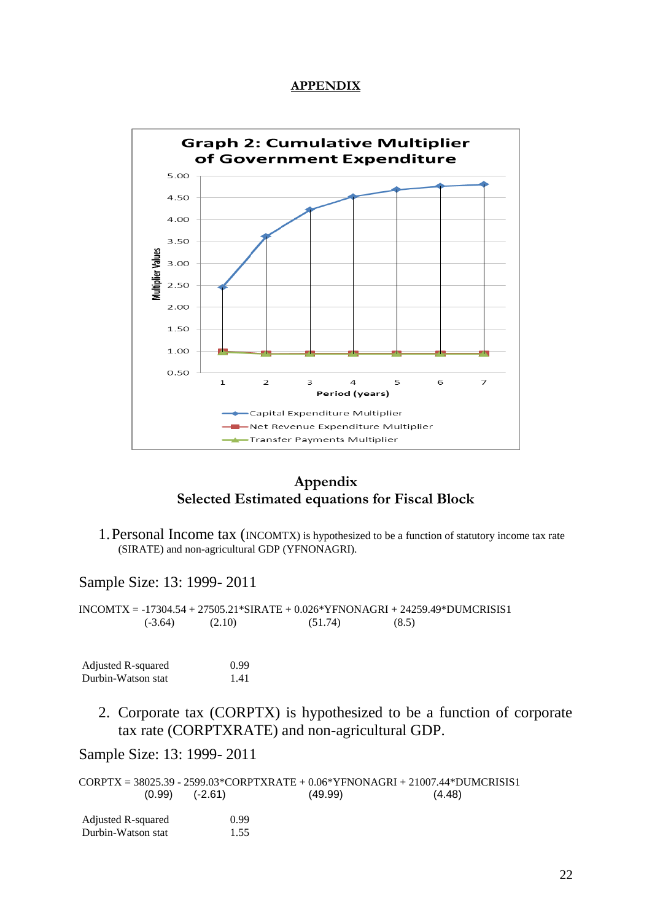## APPENDIX

**Graph 2: Cumulative Multiplier of Government Expenditure**

## Appendix
## Selected Estimated equations for Fiscal Block

1. Personal Income tax (INCOMTX) is hypothesized to be a function of statutory income tax rate (SIRATE) and non-agricultural GDP (YFNONAGRI).

Sample Size: 13: 1999- 2011

INCOMTX = -17304.54 + 27505.21*SIRATE + 0.026*YFNONAGRI + 24259.49*DUMCRISIS1
(-3.64) (2.10) (51.74) (8.5)

| | |
|---|---|
| Adjusted R-squared | 0.99 |
| Durbin-Watson stat | 1.41 |

2. Corporate tax (CORPTX) is hypothesized to be a function of corporate tax rate (CORPTXRATE) and non-agricultural GDP.

Sample Size: 13: 1999- 2011

CORPTX = 38025.39 - 2599.03*CORPTXRATE + 0.06*YFNONAGRI + 21007.44*DUMCRISIS1
(0.99) (-2.61) (49.99) (4.48)

| | |
|---|---|
| Adjusted R-squared | 0.99 |
| Durbin-Watson stat | 1.55 |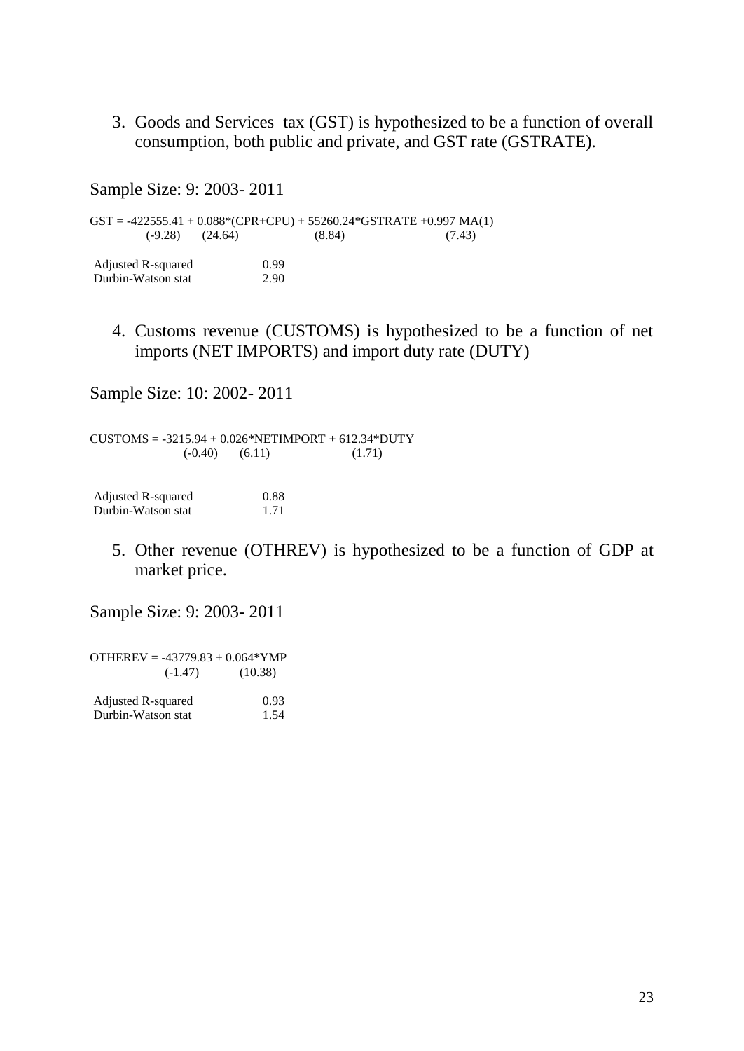3. Goods and Services tax (GST) is hypothesized to be a function of overall consumption, both public and private, and GST rate (GSTRATE).

Sample Size: 9: 2003- 2011

$$GST = -422555.41 + 0.088*(CPR+CPU) + 55260.24*GSTRATE + 0.997\ MA(1)$$
$$(-9.28) \quad (24.64) \quad (8.84) \quad (7.43)$$

| | |
|---|---|
| Adjusted R-squared | 0.99 |
| Durbin-Watson stat | 2.90 |

4. Customs revenue (CUSTOMS) is hypothesized to be a function of net imports (NET IMPORTS) and import duty rate (DUTY)

Sample Size: 10: 2002- 2011

$$CUSTOMS = -3215.94 + 0.026*NETIMPORT + 612.34*DUTY$$
$$(-0.40) \quad (6.11) \quad (1.71)$$

| | |
|---|---|
| Adjusted R-squared | 0.88 |
| Durbin-Watson stat | 1.71 |

5. Other revenue (OTHREV) is hypothesized to be a function of GDP at market price.

Sample Size: 9: 2003- 2011

$$OTHEREV = -43779.83 + 0.064*YMP$$
$$(-1.47) \quad (10.38)$$

| | |
|---|---|
| Adjusted R-squared | 0.93 |
| Durbin-Watson stat | 1.54 |